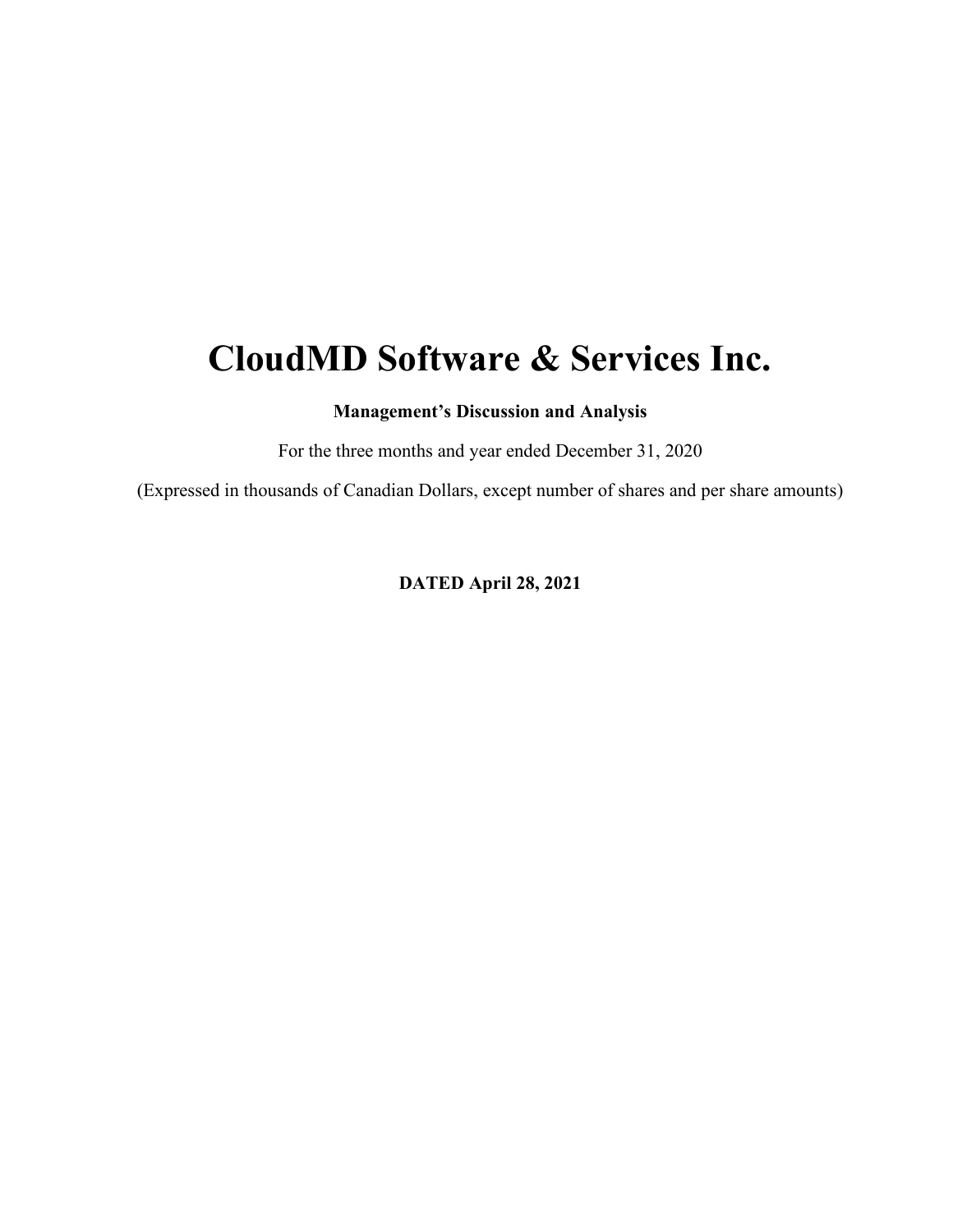# CloudMD Software & Services Inc.

**Management's Discussion and Analysis**

For the three months and year ended December 31, 2020

(Expressed in thousands of Canadian Dollars, except number of shares and per share amounts)

**DATED April 28, 2021**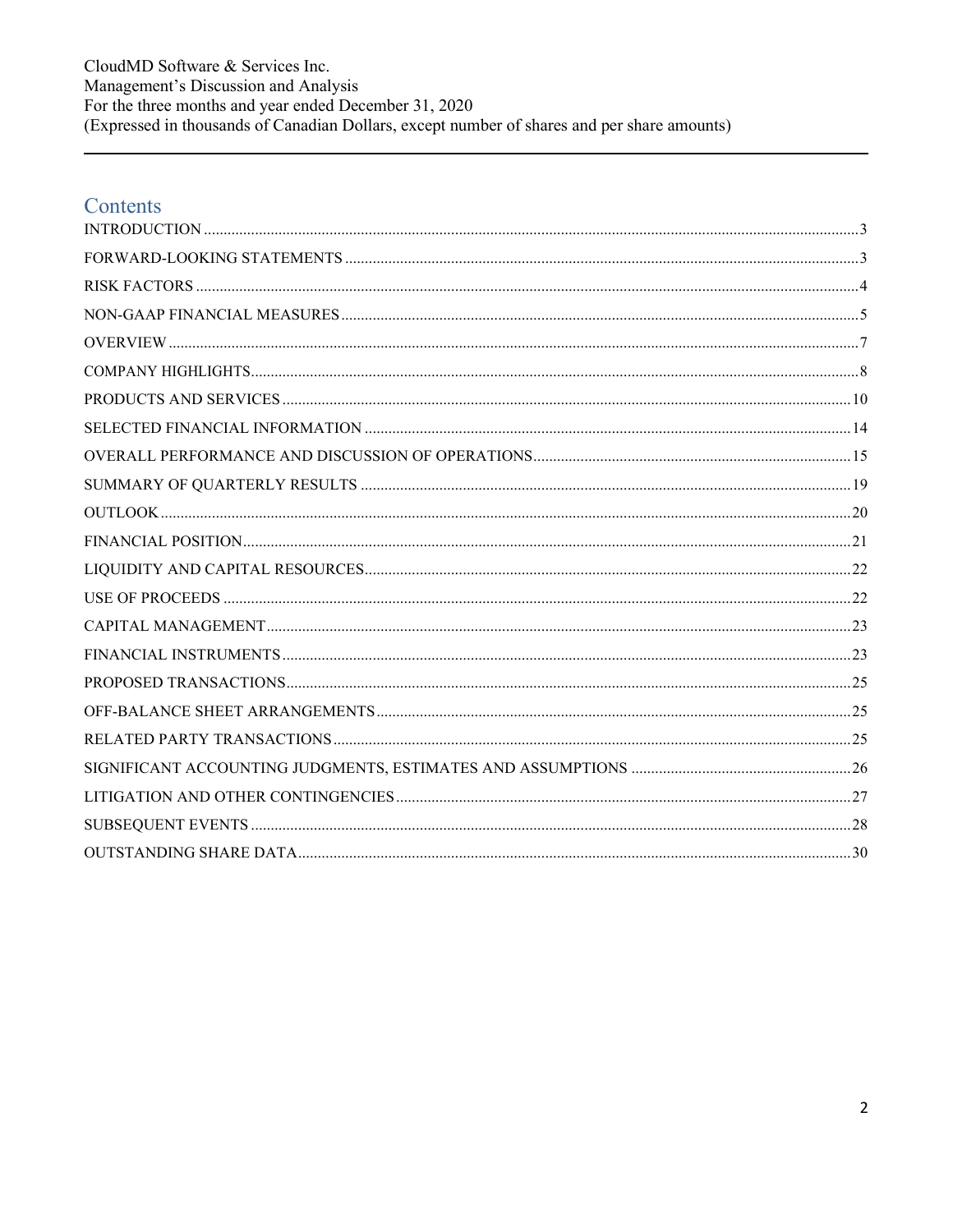# Contents

| Section | Page |
|---|---|
| INTRODUCTION | 3 |
| FORWARD-LOOKING STATEMENTS | 3 |
| RISK FACTORS | 4 |
| NON-GAAP FINANCIAL MEASURES | 5 |
| OVERVIEW | 7 |
| COMPANY HIGHLIGHTS | 8 |
| PRODUCTS AND SERVICES | 10 |
| SELECTED FINANCIAL INFORMATION | 14 |
| OVERALL PERFORMANCE AND DISCUSSION OF OPERATIONS | 15 |
| SUMMARY OF QUARTERLY RESULTS | 19 |
| OUTLOOK | 20 |
| FINANCIAL POSITION | 21 |
| LIQUIDITY AND CAPITAL RESOURCES | 22 |
| USE OF PROCEEDS | 22 |
| CAPITAL MANAGEMENT | 23 |
| FINANCIAL INSTRUMENTS | 23 |
| PROPOSED TRANSACTIONS | 25 |
| OFF-BALANCE SHEET ARRANGEMENTS | 25 |
| RELATED PARTY TRANSACTIONS | 25 |
| SIGNIFICANT ACCOUNTING JUDGMENTS, ESTIMATES AND ASSUMPTIONS | 26 |
| LITIGATION AND OTHER CONTINGENCIES | 27 |
| SUBSEQUENT EVENTS | 28 |
| OUTSTANDING SHARE DATA | 30 |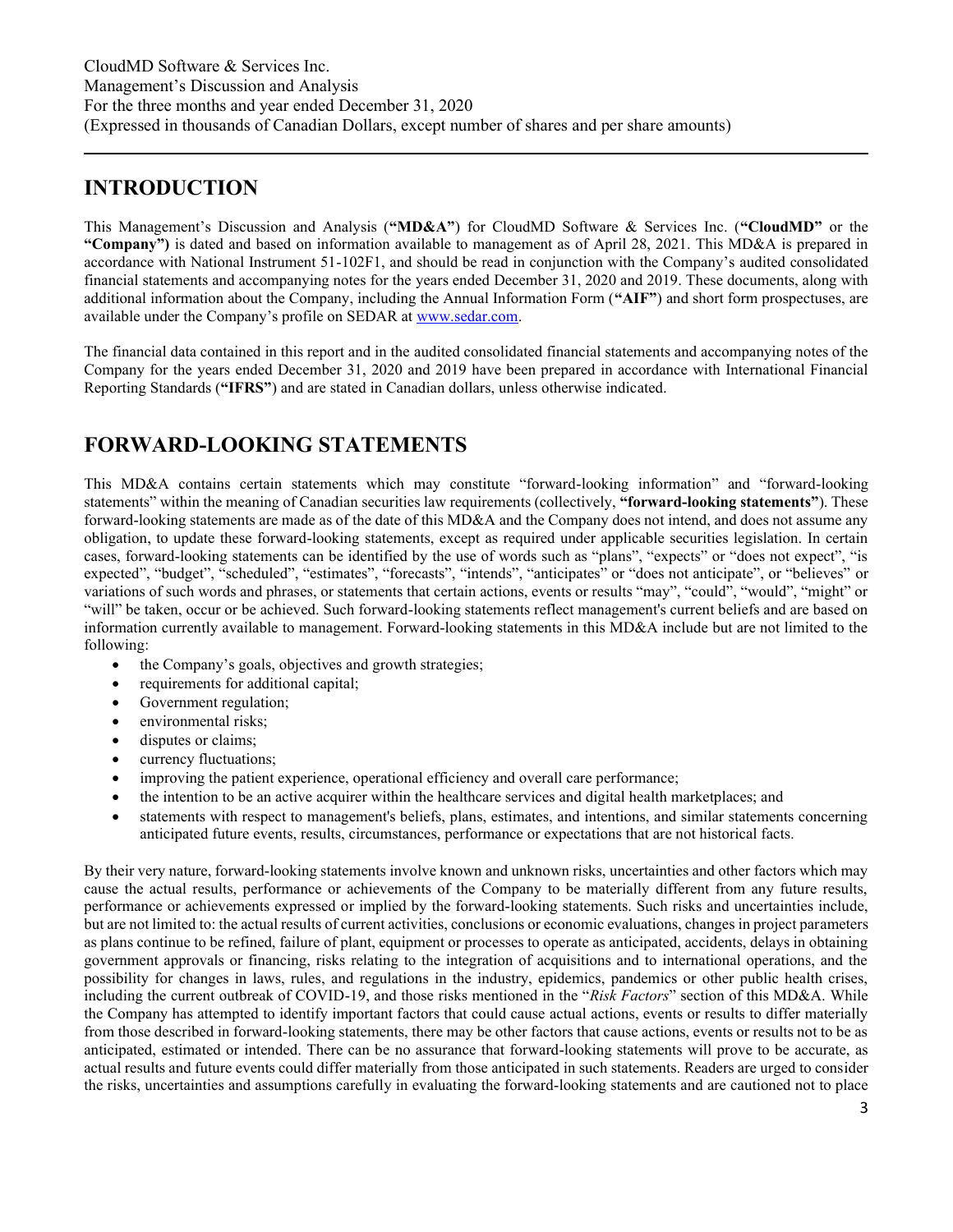## INTRODUCTION

This Management's Discussion and Analysis (**"MD&A"**) for CloudMD Software & Services Inc. (**"CloudMD"** or the **"Company")** is dated and based on information available to management as of April 28, 2021. This MD&A is prepared in accordance with National Instrument 51-102F1, and should be read in conjunction with the Company's audited consolidated financial statements and accompanying notes for the years ended December 31, 2020 and 2019. These documents, along with additional information about the Company, including the Annual Information Form (**"AIF"**) and short form prospectuses, are available under the Company's profile on SEDAR at [www.sedar.com](www.sedar.com).

The financial data contained in this report and in the audited consolidated financial statements and accompanying notes of the Company for the years ended December 31, 2020 and 2019 have been prepared in accordance with International Financial Reporting Standards (**"IFRS"**) and are stated in Canadian dollars, unless otherwise indicated.

## FORWARD-LOOKING STATEMENTS

This MD&A contains certain statements which may constitute "forward-looking information" and "forward-looking statements" within the meaning of Canadian securities law requirements (collectively, **"forward-looking statements"**). These forward-looking statements are made as of the date of this MD&A and the Company does not intend, and does not assume any obligation, to update these forward-looking statements, except as required under applicable securities legislation. In certain cases, forward-looking statements can be identified by the use of words such as "plans", "expects" or "does not expect", "is expected", "budget", "scheduled", "estimates", "forecasts", "intends", "anticipates" or "does not anticipate", or "believes" or variations of such words and phrases, or statements that certain actions, events or results "may", "could", "would", "might" or "will" be taken, occur or be achieved. Such forward-looking statements reflect management's current beliefs and are based on information currently available to management. Forward-looking statements in this MD&A include but are not limited to the following:

- the Company's goals, objectives and growth strategies;
- requirements for additional capital;
- Government regulation;
- environmental risks;
- disputes or claims;
- currency fluctuations;
- improving the patient experience, operational efficiency and overall care performance;
- the intention to be an active acquirer within the healthcare services and digital health marketplaces; and
- statements with respect to management's beliefs, plans, estimates, and intentions, and similar statements concerning anticipated future events, results, circumstances, performance or expectations that are not historical facts.

By their very nature, forward-looking statements involve known and unknown risks, uncertainties and other factors which may cause the actual results, performance or achievements of the Company to be materially different from any future results, performance or achievements expressed or implied by the forward-looking statements. Such risks and uncertainties include, but are not limited to: the actual results of current activities, conclusions or economic evaluations, changes in project parameters as plans continue to be refined, failure of plant, equipment or processes to operate as anticipated, accidents, delays in obtaining government approvals or financing, risks relating to the integration of acquisitions and to international operations, and the possibility for changes in laws, rules, and regulations in the industry, epidemics, pandemics or other public health crises, including the current outbreak of COVID-19, and those risks mentioned in the "*Risk Factors*" section of this MD&A. While the Company has attempted to identify important factors that could cause actual actions, events or results to differ materially from those described in forward-looking statements, there may be other factors that cause actions, events or results not to be as anticipated, estimated or intended. There can be no assurance that forward-looking statements will prove to be accurate, as actual results and future events could differ materially from those anticipated in such statements. Readers are urged to consider the risks, uncertainties and assumptions carefully in evaluating the forward-looking statements and are cautioned not to place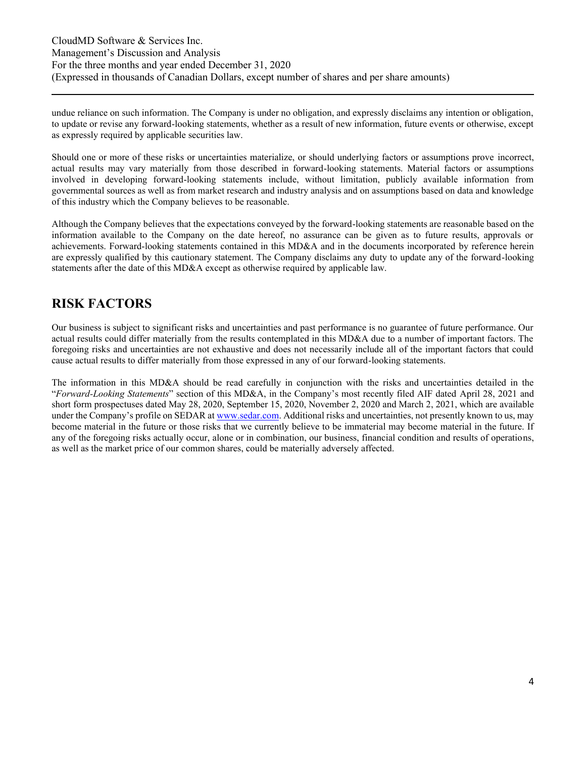undue reliance on such information. The Company is under no obligation, and expressly disclaims any intention or obligation, to update or revise any forward-looking statements, whether as a result of new information, future events or otherwise, except as expressly required by applicable securities law.

Should one or more of these risks or uncertainties materialize, or should underlying factors or assumptions prove incorrect, actual results may vary materially from those described in forward-looking statements. Material factors or assumptions involved in developing forward-looking statements include, without limitation, publicly available information from governmental sources as well as from market research and industry analysis and on assumptions based on data and knowledge of this industry which the Company believes to be reasonable.

Although the Company believes that the expectations conveyed by the forward-looking statements are reasonable based on the information available to the Company on the date hereof, no assurance can be given as to future results, approvals or achievements. Forward-looking statements contained in this MD&A and in the documents incorporated by reference herein are expressly qualified by this cautionary statement. The Company disclaims any duty to update any of the forward-looking statements after the date of this MD&A except as otherwise required by applicable law.

# RISK FACTORS

Our business is subject to significant risks and uncertainties and past performance is no guarantee of future performance. Our actual results could differ materially from the results contemplated in this MD&A due to a number of important factors. The foregoing risks and uncertainties are not exhaustive and does not necessarily include all of the important factors that could cause actual results to differ materially from those expressed in any of our forward-looking statements.

The information in this MD&A should be read carefully in conjunction with the risks and uncertainties detailed in the "*Forward-Looking Statements*" section of this MD&A, in the Company's most recently filed AIF dated April 28, 2021 and short form prospectuses dated May 28, 2020, September 15, 2020, November 2, 2020 and March 2, 2021, which are available under the Company's profile on SEDAR at www.sedar.com. Additional risks and uncertainties, not presently known to us, may become material in the future or those risks that we currently believe to be immaterial may become material in the future. If any of the foregoing risks actually occur, alone or in combination, our business, financial condition and results of operations, as well as the market price of our common shares, could be materially adversely affected.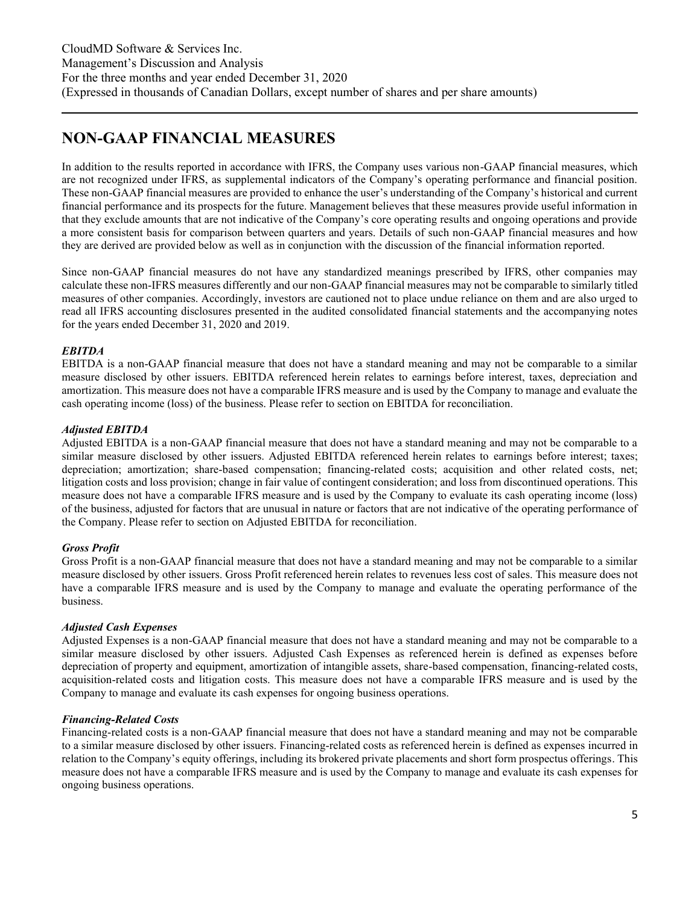## NON-GAAP FINANCIAL MEASURES

In addition to the results reported in accordance with IFRS, the Company uses various non-GAAP financial measures, which are not recognized under IFRS, as supplemental indicators of the Company's operating performance and financial position. These non-GAAP financial measures are provided to enhance the user's understanding of the Company's historical and current financial performance and its prospects for the future. Management believes that these measures provide useful information in that they exclude amounts that are not indicative of the Company's core operating results and ongoing operations and provide a more consistent basis for comparison between quarters and years. Details of such non-GAAP financial measures and how they are derived are provided below as well as in conjunction with the discussion of the financial information reported.

Since non-GAAP financial measures do not have any standardized meanings prescribed by IFRS, other companies may calculate these non-IFRS measures differently and our non-GAAP financial measures may not be comparable to similarly titled measures of other companies. Accordingly, investors are cautioned not to place undue reliance on them and are also urged to read all IFRS accounting disclosures presented in the audited consolidated financial statements and the accompanying notes for the years ended December 31, 2020 and 2019.

***EBITDA***

EBITDA is a non-GAAP financial measure that does not have a standard meaning and may not be comparable to a similar measure disclosed by other issuers. EBITDA referenced herein relates to earnings before interest, taxes, depreciation and amortization. This measure does not have a comparable IFRS measure and is used by the Company to manage and evaluate the cash operating income (loss) of the business. Please refer to section on EBITDA for reconciliation.

***Adjusted EBITDA***

Adjusted EBITDA is a non-GAAP financial measure that does not have a standard meaning and may not be comparable to a similar measure disclosed by other issuers. Adjusted EBITDA referenced herein relates to earnings before interest; taxes; depreciation; amortization; share-based compensation; financing-related costs; acquisition and other related costs, net; litigation costs and loss provision; change in fair value of contingent consideration; and loss from discontinued operations. This measure does not have a comparable IFRS measure and is used by the Company to evaluate its cash operating income (loss) of the business, adjusted for factors that are unusual in nature or factors that are not indicative of the operating performance of the Company. Please refer to section on Adjusted EBITDA for reconciliation.

***Gross Profit***

Gross Profit is a non-GAAP financial measure that does not have a standard meaning and may not be comparable to a similar measure disclosed by other issuers. Gross Profit referenced herein relates to revenues less cost of sales. This measure does not have a comparable IFRS measure and is used by the Company to manage and evaluate the operating performance of the business.

***Adjusted Cash Expenses***

Adjusted Expenses is a non-GAAP financial measure that does not have a standard meaning and may not be comparable to a similar measure disclosed by other issuers. Adjusted Cash Expenses as referenced herein is defined as expenses before depreciation of property and equipment, amortization of intangible assets, share-based compensation, financing-related costs, acquisition-related costs and litigation costs. This measure does not have a comparable IFRS measure and is used by the Company to manage and evaluate its cash expenses for ongoing business operations.

***Financing-Related Costs***

Financing-related costs is a non-GAAP financial measure that does not have a standard meaning and may not be comparable to a similar measure disclosed by other issuers. Financing-related costs as referenced herein is defined as expenses incurred in relation to the Company's equity offerings, including its brokered private placements and short form prospectus offerings. This measure does not have a comparable IFRS measure and is used by the Company to manage and evaluate its cash expenses for ongoing business operations.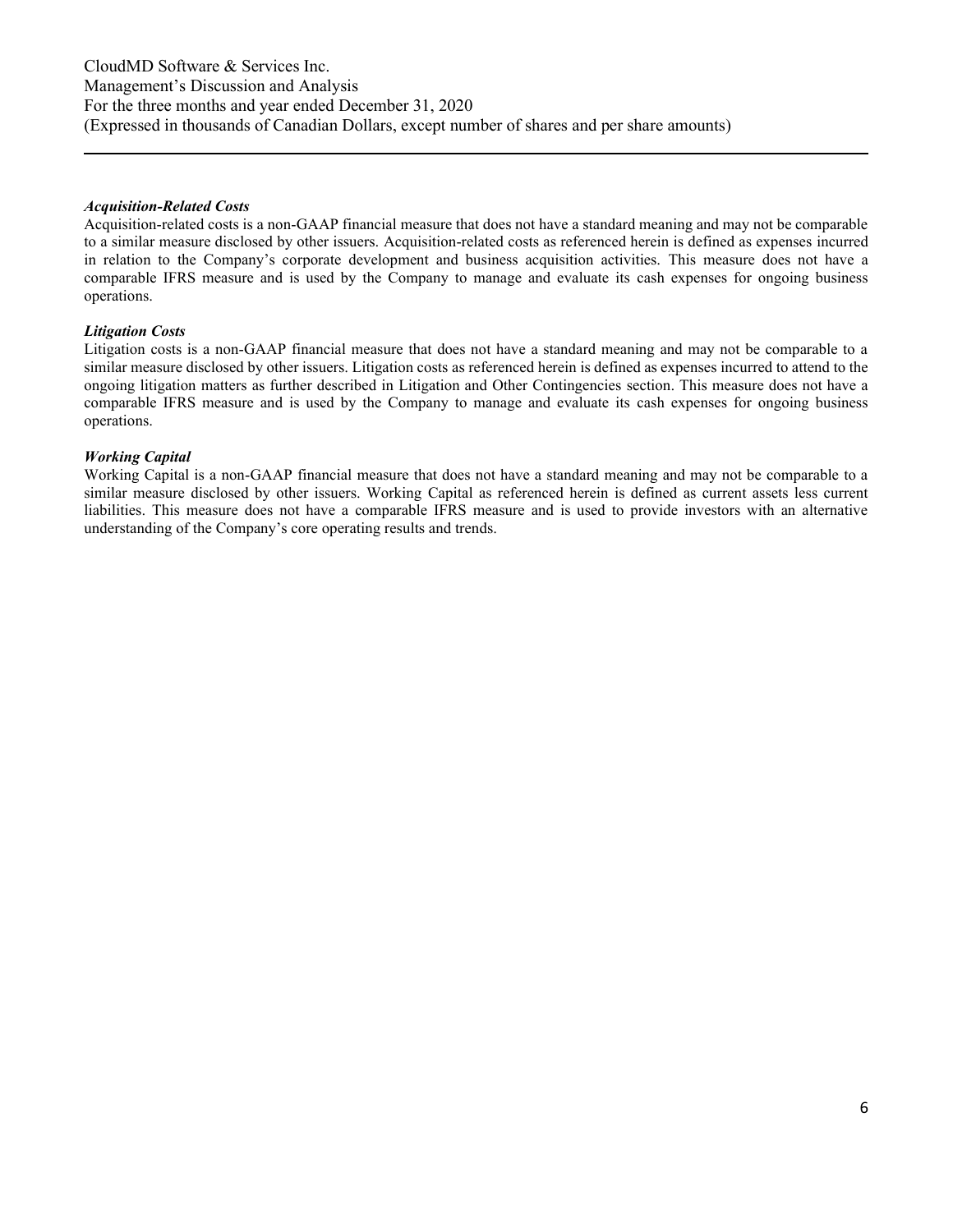***Acquisition-Related Costs***

Acquisition-related costs is a non-GAAP financial measure that does not have a standard meaning and may not be comparable to a similar measure disclosed by other issuers. Acquisition-related costs as referenced herein is defined as expenses incurred in relation to the Company's corporate development and business acquisition activities. This measure does not have a comparable IFRS measure and is used by the Company to manage and evaluate its cash expenses for ongoing business operations.

***Litigation Costs***

Litigation costs is a non-GAAP financial measure that does not have a standard meaning and may not be comparable to a similar measure disclosed by other issuers. Litigation costs as referenced herein is defined as expenses incurred to attend to the ongoing litigation matters as further described in Litigation and Other Contingencies section. This measure does not have a comparable IFRS measure and is used by the Company to manage and evaluate its cash expenses for ongoing business operations.

***Working Capital***

Working Capital is a non-GAAP financial measure that does not have a standard meaning and may not be comparable to a similar measure disclosed by other issuers. Working Capital as referenced herein is defined as current assets less current liabilities. This measure does not have a comparable IFRS measure and is used to provide investors with an alternative understanding of the Company's core operating results and trends.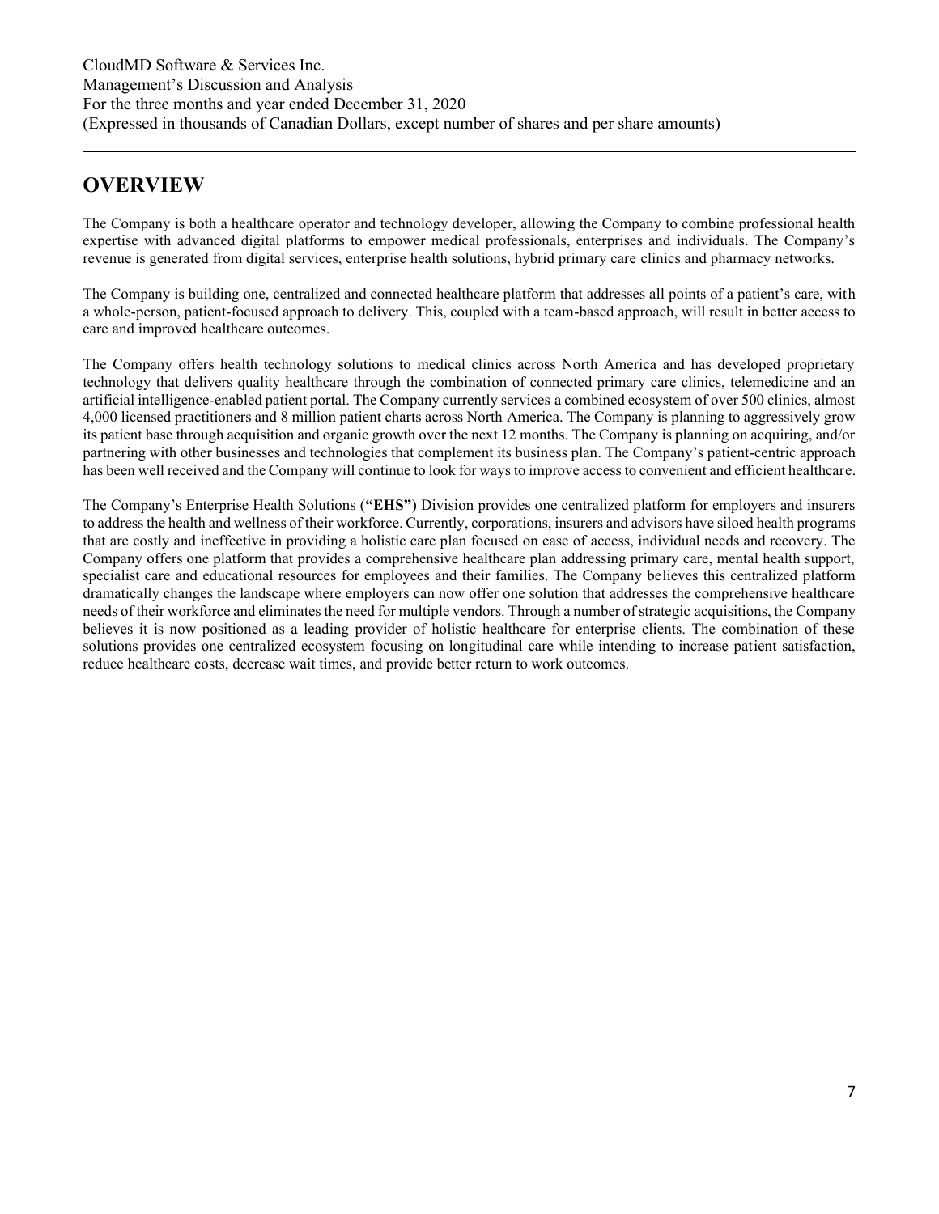## OVERVIEW

The Company is both a healthcare operator and technology developer, allowing the Company to combine professional health expertise with advanced digital platforms to empower medical professionals, enterprises and individuals. The Company's revenue is generated from digital services, enterprise health solutions, hybrid primary care clinics and pharmacy networks.

The Company is building one, centralized and connected healthcare platform that addresses all points of a patient's care, with a whole-person, patient-focused approach to delivery. This, coupled with a team-based approach, will result in better access to care and improved healthcare outcomes.

The Company offers health technology solutions to medical clinics across North America and has developed proprietary technology that delivers quality healthcare through the combination of connected primary care clinics, telemedicine and an artificial intelligence-enabled patient portal. The Company currently services a combined ecosystem of over 500 clinics, almost 4,000 licensed practitioners and 8 million patient charts across North America. The Company is planning to aggressively grow its patient base through acquisition and organic growth over the next 12 months. The Company is planning on acquiring, and/or partnering with other businesses and technologies that complement its business plan. The Company's patient-centric approach has been well received and the Company will continue to look for ways to improve access to convenient and efficient healthcare.

The Company's Enterprise Health Solutions (**"EHS"**) Division provides one centralized platform for employers and insurers to address the health and wellness of their workforce. Currently, corporations, insurers and advisors have siloed health programs that are costly and ineffective in providing a holistic care plan focused on ease of access, individual needs and recovery. The Company offers one platform that provides a comprehensive healthcare plan addressing primary care, mental health support, specialist care and educational resources for employees and their families. The Company believes this centralized platform dramatically changes the landscape where employers can now offer one solution that addresses the comprehensive healthcare needs of their workforce and eliminates the need for multiple vendors. Through a number of strategic acquisitions, the Company believes it is now positioned as a leading provider of holistic healthcare for enterprise clients. The combination of these solutions provides one centralized ecosystem focusing on longitudinal care while intending to increase patient satisfaction, reduce healthcare costs, decrease wait times, and provide better return to work outcomes.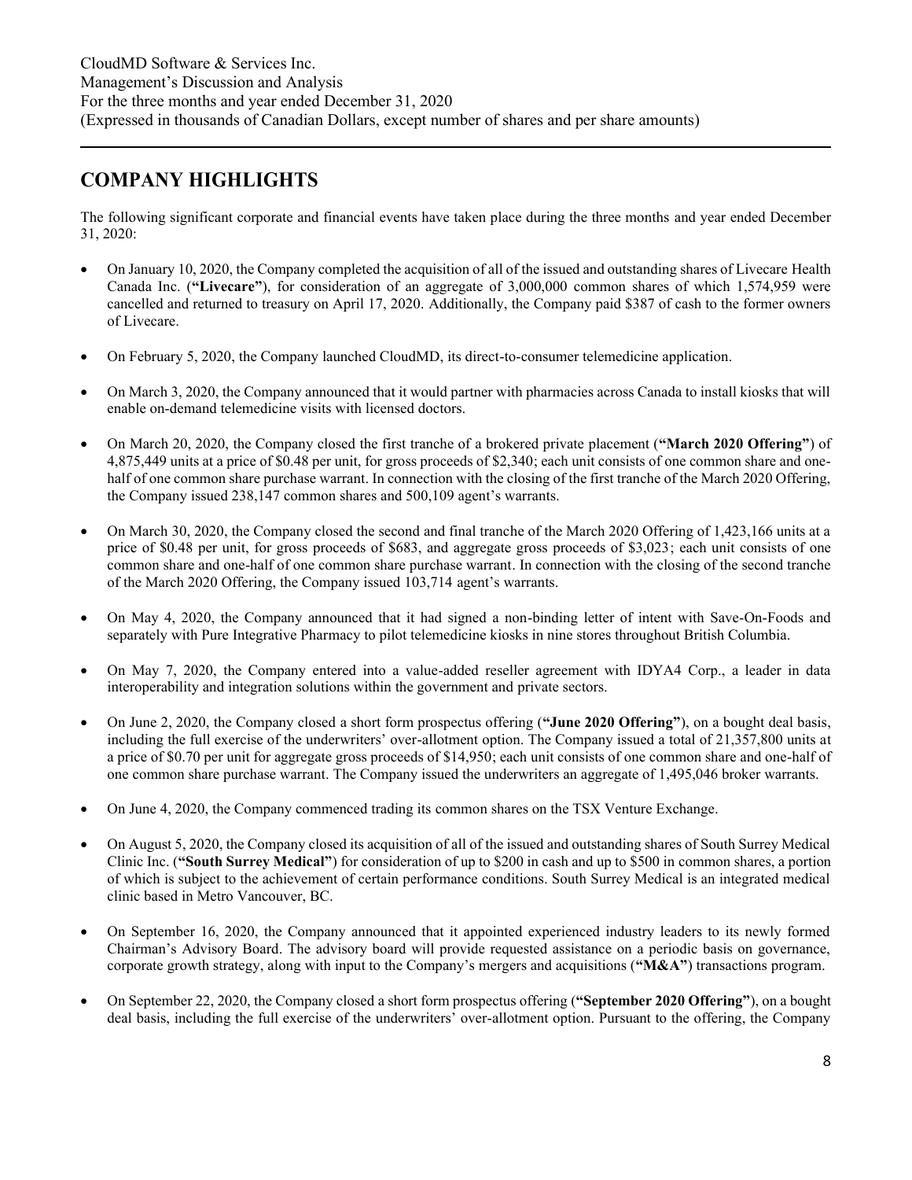## COMPANY HIGHLIGHTS

The following significant corporate and financial events have taken place during the three months and year ended December 31, 2020:

- On January 10, 2020, the Company completed the acquisition of all of the issued and outstanding shares of Livecare Health Canada Inc. (**"Livecare"**), for consideration of an aggregate of 3,000,000 common shares of which 1,574,959 were cancelled and returned to treasury on April 17, 2020. Additionally, the Company paid $387 of cash to the former owners of Livecare.

- On February 5, 2020, the Company launched CloudMD, its direct-to-consumer telemedicine application.

- On March 3, 2020, the Company announced that it would partner with pharmacies across Canada to install kiosks that will enable on-demand telemedicine visits with licensed doctors.

- On March 20, 2020, the Company closed the first tranche of a brokered private placement (**"March 2020 Offering"**) of 4,875,449 units at a price of $0.48 per unit, for gross proceeds of $2,340; each unit consists of one common share and one-half of one common share purchase warrant. In connection with the closing of the first tranche of the March 2020 Offering, the Company issued 238,147 common shares and 500,109 agent's warrants.

- On March 30, 2020, the Company closed the second and final tranche of the March 2020 Offering of 1,423,166 units at a price of $0.48 per unit, for gross proceeds of $683, and aggregate gross proceeds of $3,023; each unit consists of one common share and one-half of one common share purchase warrant. In connection with the closing of the second tranche of the March 2020 Offering, the Company issued 103,714 agent's warrants.

- On May 4, 2020, the Company announced that it had signed a non-binding letter of intent with Save-On-Foods and separately with Pure Integrative Pharmacy to pilot telemedicine kiosks in nine stores throughout British Columbia.

- On May 7, 2020, the Company entered into a value-added reseller agreement with IDYA4 Corp., a leader in data interoperability and integration solutions within the government and private sectors.

- On June 2, 2020, the Company closed a short form prospectus offering (**"June 2020 Offering"**), on a bought deal basis, including the full exercise of the underwriters' over-allotment option. The Company issued a total of 21,357,800 units at a price of $0.70 per unit for aggregate gross proceeds of $14,950; each unit consists of one common share and one-half of one common share purchase warrant. The Company issued the underwriters an aggregate of 1,495,046 broker warrants.

- On June 4, 2020, the Company commenced trading its common shares on the TSX Venture Exchange.

- On August 5, 2020, the Company closed its acquisition of all of the issued and outstanding shares of South Surrey Medical Clinic Inc. (**"South Surrey Medical"**) for consideration of up to $200 in cash and up to $500 in common shares, a portion of which is subject to the achievement of certain performance conditions. South Surrey Medical is an integrated medical clinic based in Metro Vancouver, BC.

- On September 16, 2020, the Company announced that it appointed experienced industry leaders to its newly formed Chairman's Advisory Board. The advisory board will provide requested assistance on a periodic basis on governance, corporate growth strategy, along with input to the Company's mergers and acquisitions (**"M&A"**) transactions program.

- On September 22, 2020, the Company closed a short form prospectus offering (**"September 2020 Offering"**), on a bought deal basis, including the full exercise of the underwriters' over-allotment option. Pursuant to the offering, the Company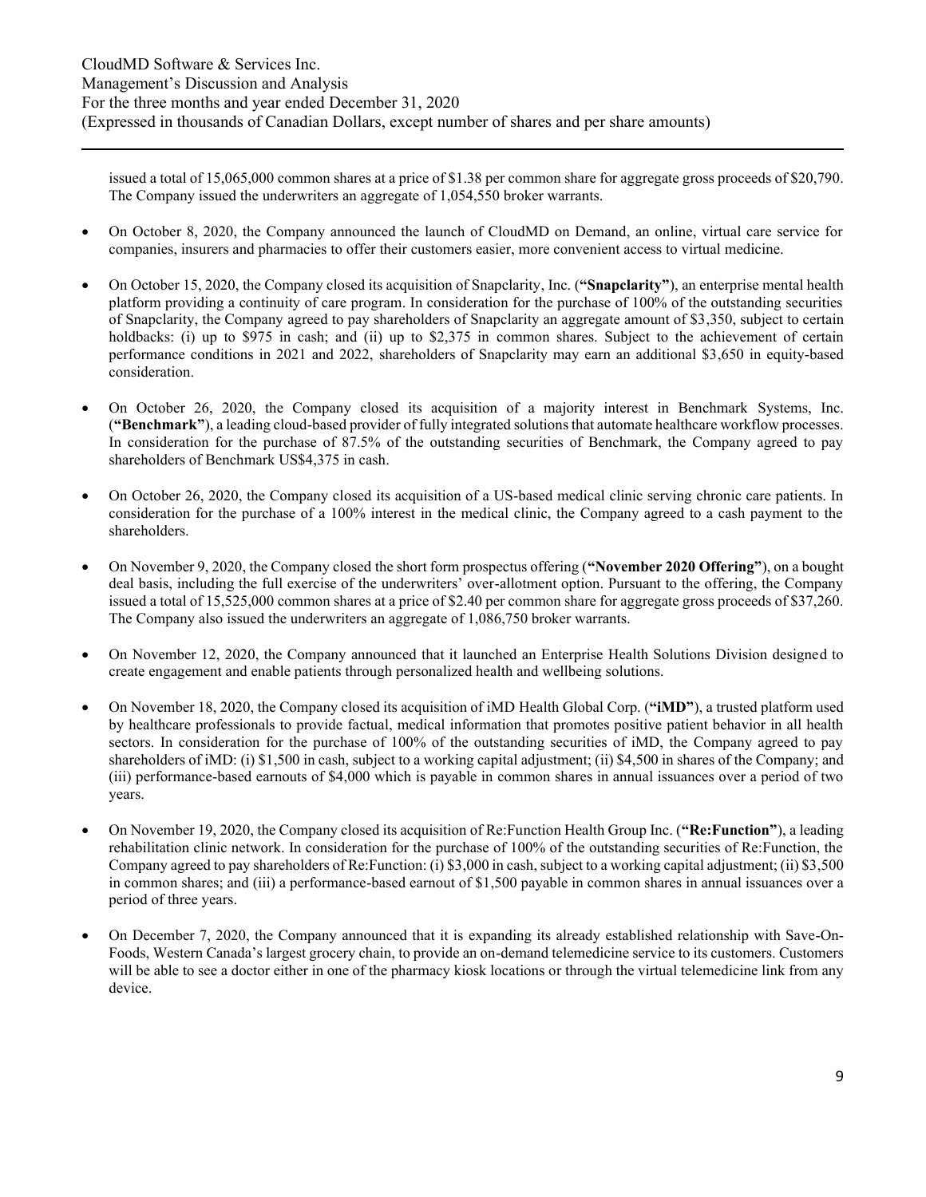issued a total of 15,065,000 common shares at a price of $1.38 per common share for aggregate gross proceeds of $20,790. The Company issued the underwriters an aggregate of 1,054,550 broker warrants.

- On October 8, 2020, the Company announced the launch of CloudMD on Demand, an online, virtual care service for companies, insurers and pharmacies to offer their customers easier, more convenient access to virtual medicine.

- On October 15, 2020, the Company closed its acquisition of Snapclarity, Inc. (**"Snapclarity"**), an enterprise mental health platform providing a continuity of care program. In consideration for the purchase of 100% of the outstanding securities of Snapclarity, the Company agreed to pay shareholders of Snapclarity an aggregate amount of $3,350, subject to certain holdbacks: (i) up to $975 in cash; and (ii) up to $2,375 in common shares. Subject to the achievement of certain performance conditions in 2021 and 2022, shareholders of Snapclarity may earn an additional $3,650 in equity-based consideration.

- On October 26, 2020, the Company closed its acquisition of a majority interest in Benchmark Systems, Inc. (**"Benchmark"**), a leading cloud-based provider of fully integrated solutions that automate healthcare workflow processes. In consideration for the purchase of 87.5% of the outstanding securities of Benchmark, the Company agreed to pay shareholders of Benchmark US$4,375 in cash.

- On October 26, 2020, the Company closed its acquisition of a US-based medical clinic serving chronic care patients. In consideration for the purchase of a 100% interest in the medical clinic, the Company agreed to a cash payment to the shareholders.

- On November 9, 2020, the Company closed the short form prospectus offering (**"November 2020 Offering"**), on a bought deal basis, including the full exercise of the underwriters' over-allotment option. Pursuant to the offering, the Company issued a total of 15,525,000 common shares at a price of $2.40 per common share for aggregate gross proceeds of $37,260. The Company also issued the underwriters an aggregate of 1,086,750 broker warrants.

- On November 12, 2020, the Company announced that it launched an Enterprise Health Solutions Division designed to create engagement and enable patients through personalized health and wellbeing solutions.

- On November 18, 2020, the Company closed its acquisition of iMD Health Global Corp. (**"iMD"**), a trusted platform used by healthcare professionals to provide factual, medical information that promotes positive patient behavior in all health sectors. In consideration for the purchase of 100% of the outstanding securities of iMD, the Company agreed to pay shareholders of iMD: (i) $1,500 in cash, subject to a working capital adjustment; (ii) $4,500 in shares of the Company; and (iii) performance-based earnouts of $4,000 which is payable in common shares in annual issuances over a period of two years.

- On November 19, 2020, the Company closed its acquisition of Re:Function Health Group Inc. (**"Re:Function"**), a leading rehabilitation clinic network. In consideration for the purchase of 100% of the outstanding securities of Re:Function, the Company agreed to pay shareholders of Re:Function: (i) $3,000 in cash, subject to a working capital adjustment; (ii) $3,500 in common shares; and (iii) a performance-based earnout of $1,500 payable in common shares in annual issuances over a period of three years.

- On December 7, 2020, the Company announced that it is expanding its already established relationship with Save-On-Foods, Western Canada's largest grocery chain, to provide an on-demand telemedicine service to its customers. Customers will be able to see a doctor either in one of the pharmacy kiosk locations or through the virtual telemedicine link from any device.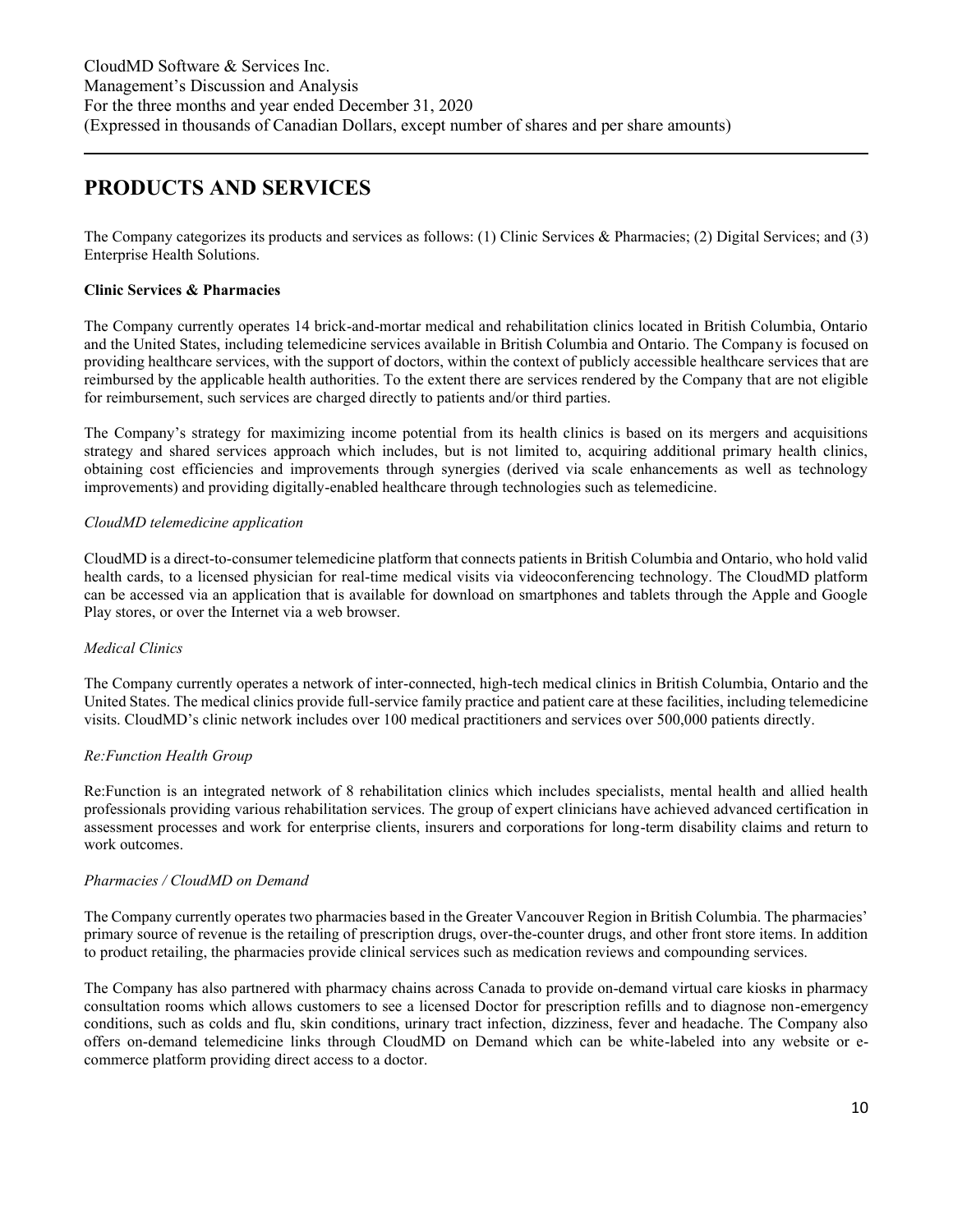# PRODUCTS AND SERVICES

The Company categorizes its products and services as follows: (1) Clinic Services & Pharmacies; (2) Digital Services; and (3) Enterprise Health Solutions.

**Clinic Services & Pharmacies**

The Company currently operates 14 brick-and-mortar medical and rehabilitation clinics located in British Columbia, Ontario and the United States, including telemedicine services available in British Columbia and Ontario. The Company is focused on providing healthcare services, with the support of doctors, within the context of publicly accessible healthcare services that are reimbursed by the applicable health authorities. To the extent there are services rendered by the Company that are not eligible for reimbursement, such services are charged directly to patients and/or third parties.

The Company's strategy for maximizing income potential from its health clinics is based on its mergers and acquisitions strategy and shared services approach which includes, but is not limited to, acquiring additional primary health clinics, obtaining cost efficiencies and improvements through synergies (derived via scale enhancements as well as technology improvements) and providing digitally-enabled healthcare through technologies such as telemedicine.

*CloudMD telemedicine application*

CloudMD is a direct-to-consumer telemedicine platform that connects patients in British Columbia and Ontario, who hold valid health cards, to a licensed physician for real-time medical visits via videoconferencing technology. The CloudMD platform can be accessed via an application that is available for download on smartphones and tablets through the Apple and Google Play stores, or over the Internet via a web browser.

*Medical Clinics*

The Company currently operates a network of inter-connected, high-tech medical clinics in British Columbia, Ontario and the United States. The medical clinics provide full-service family practice and patient care at these facilities, including telemedicine visits. CloudMD's clinic network includes over 100 medical practitioners and services over 500,000 patients directly.

*Re:Function Health Group*

Re:Function is an integrated network of 8 rehabilitation clinics which includes specialists, mental health and allied health professionals providing various rehabilitation services. The group of expert clinicians have achieved advanced certification in assessment processes and work for enterprise clients, insurers and corporations for long-term disability claims and return to work outcomes.

*Pharmacies / CloudMD on Demand*

The Company currently operates two pharmacies based in the Greater Vancouver Region in British Columbia. The pharmacies' primary source of revenue is the retailing of prescription drugs, over-the-counter drugs, and other front store items. In addition to product retailing, the pharmacies provide clinical services such as medication reviews and compounding services.

The Company has also partnered with pharmacy chains across Canada to provide on-demand virtual care kiosks in pharmacy consultation rooms which allows customers to see a licensed Doctor for prescription refills and to diagnose non-emergency conditions, such as colds and flu, skin conditions, urinary tract infection, dizziness, fever and headache. The Company also offers on-demand telemedicine links through CloudMD on Demand which can be white-labeled into any website or e-commerce platform providing direct access to a doctor.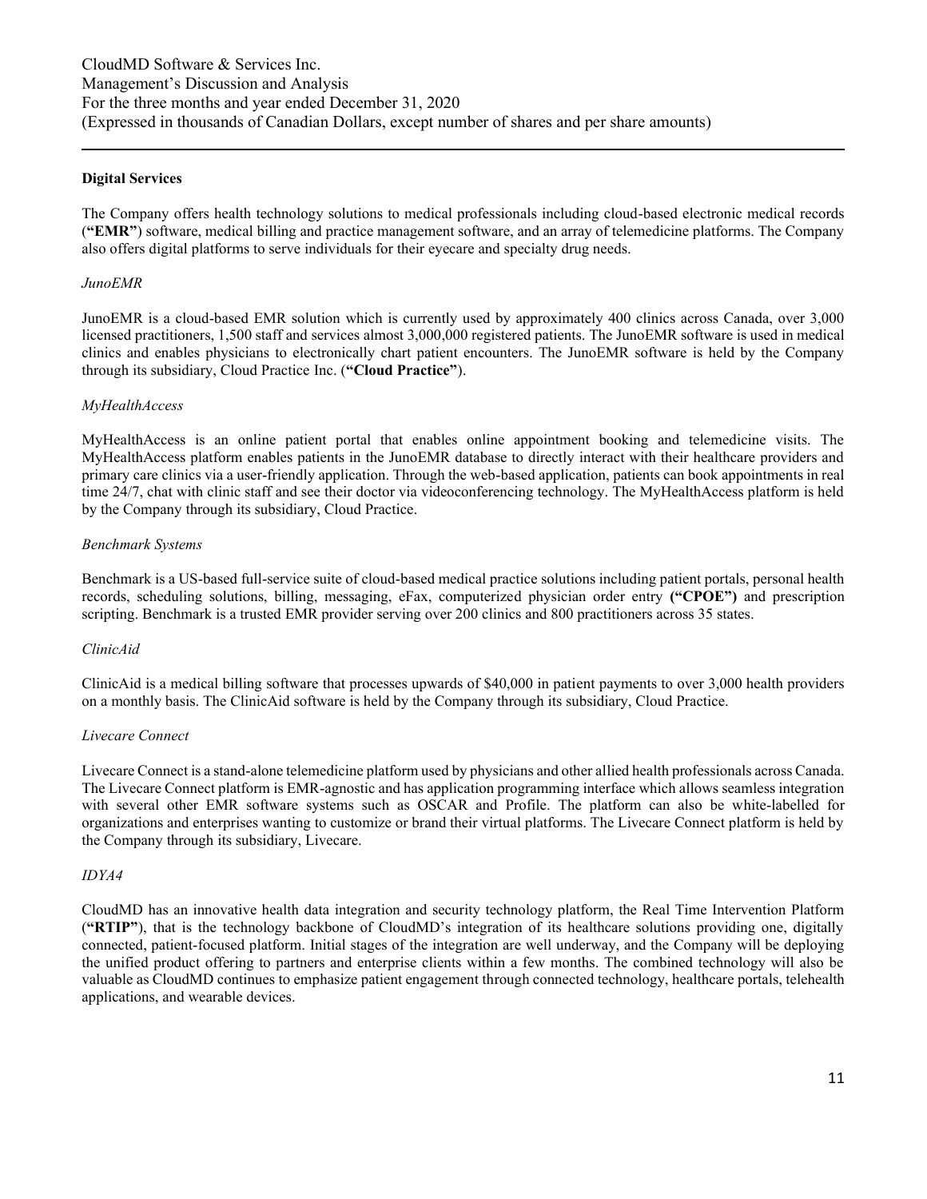## Digital Services

The Company offers health technology solutions to medical professionals including cloud-based electronic medical records (**"EMR"**) software, medical billing and practice management software, and an array of telemedicine platforms. The Company also offers digital platforms to serve individuals for their eyecare and specialty drug needs.

### *JunoEMR*

JunoEMR is a cloud-based EMR solution which is currently used by approximately 400 clinics across Canada, over 3,000 licensed practitioners, 1,500 staff and services almost 3,000,000 registered patients. The JunoEMR software is used in medical clinics and enables physicians to electronically chart patient encounters. The JunoEMR software is held by the Company through its subsidiary, Cloud Practice Inc. (**"Cloud Practice"**).

### *MyHealthAccess*

MyHealthAccess is an online patient portal that enables online appointment booking and telemedicine visits. The MyHealthAccess platform enables patients in the JunoEMR database to directly interact with their healthcare providers and primary care clinics via a user-friendly application. Through the web-based application, patients can book appointments in real time 24/7, chat with clinic staff and see their doctor via videoconferencing technology. The MyHealthAccess platform is held by the Company through its subsidiary, Cloud Practice.

### *Benchmark Systems*

Benchmark is a US-based full-service suite of cloud-based medical practice solutions including patient portals, personal health records, scheduling solutions, billing, messaging, eFax, computerized physician order entry **("CPOE")** and prescription scripting. Benchmark is a trusted EMR provider serving over 200 clinics and 800 practitioners across 35 states.

### *ClinicAid*

ClinicAid is a medical billing software that processes upwards of $40,000 in patient payments to over 3,000 health providers on a monthly basis. The ClinicAid software is held by the Company through its subsidiary, Cloud Practice.

### *Livecare Connect*

Livecare Connect is a stand-alone telemedicine platform used by physicians and other allied health professionals across Canada. The Livecare Connect platform is EMR-agnostic and has application programming interface which allows seamless integration with several other EMR software systems such as OSCAR and Profile. The platform can also be white-labelled for organizations and enterprises wanting to customize or brand their virtual platforms. The Livecare Connect platform is held by the Company through its subsidiary, Livecare.

### *IDYA4*

CloudMD has an innovative health data integration and security technology platform, the Real Time Intervention Platform (**"RTIP"**), that is the technology backbone of CloudMD's integration of its healthcare solutions providing one, digitally connected, patient-focused platform. Initial stages of the integration are well underway, and the Company will be deploying the unified product offering to partners and enterprise clients within a few months. The combined technology will also be valuable as CloudMD continues to emphasize patient engagement through connected technology, healthcare portals, telehealth applications, and wearable devices.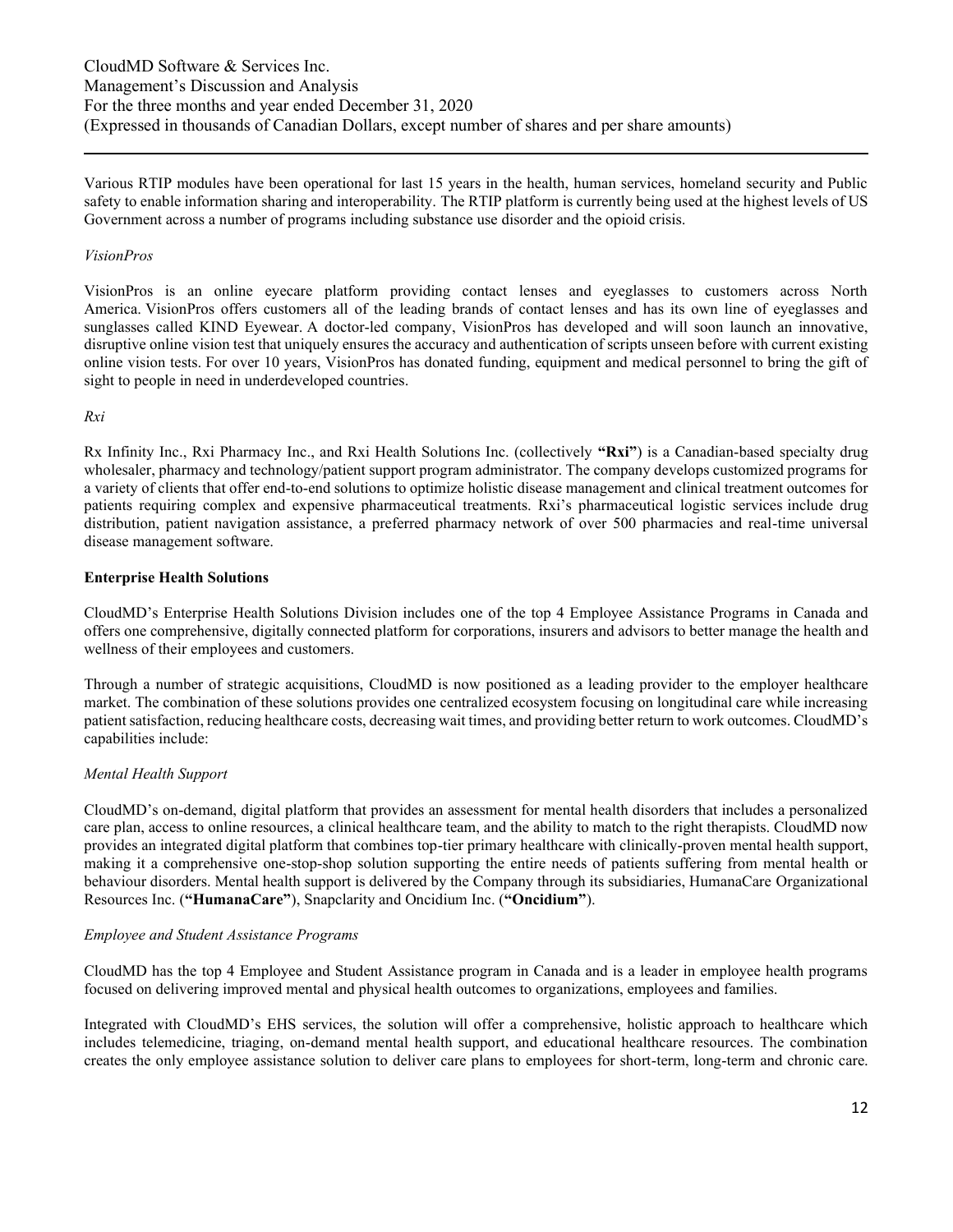Various RTIP modules have been operational for last 15 years in the health, human services, homeland security and Public safety to enable information sharing and interoperability. The RTIP platform is currently being used at the highest levels of US Government across a number of programs including substance use disorder and the opioid crisis.

*VisionPros*

VisionPros is an online eyecare platform providing contact lenses and eyeglasses to customers across North America. VisionPros offers customers all of the leading brands of contact lenses and has its own line of eyeglasses and sunglasses called KIND Eyewear. A doctor-led company, VisionPros has developed and will soon launch an innovative, disruptive online vision test that uniquely ensures the accuracy and authentication of scripts unseen before with current existing online vision tests. For over 10 years, VisionPros has donated funding, equipment and medical personnel to bring the gift of sight to people in need in underdeveloped countries.

*Rxi*

Rx Infinity Inc., Rxi Pharmacy Inc., and Rxi Health Solutions Inc. (collectively **"Rxi"**) is a Canadian-based specialty drug wholesaler, pharmacy and technology/patient support program administrator. The company develops customized programs for a variety of clients that offer end-to-end solutions to optimize holistic disease management and clinical treatment outcomes for patients requiring complex and expensive pharmaceutical treatments. Rxi's pharmaceutical logistic services include drug distribution, patient navigation assistance, a preferred pharmacy network of over 500 pharmacies and real-time universal disease management software.

**Enterprise Health Solutions**

CloudMD's Enterprise Health Solutions Division includes one of the top 4 Employee Assistance Programs in Canada and offers one comprehensive, digitally connected platform for corporations, insurers and advisors to better manage the health and wellness of their employees and customers.

Through a number of strategic acquisitions, CloudMD is now positioned as a leading provider to the employer healthcare market. The combination of these solutions provides one centralized ecosystem focusing on longitudinal care while increasing patient satisfaction, reducing healthcare costs, decreasing wait times, and providing better return to work outcomes. CloudMD's capabilities include:

*Mental Health Support*

CloudMD's on-demand, digital platform that provides an assessment for mental health disorders that includes a personalized care plan, access to online resources, a clinical healthcare team, and the ability to match to the right therapists. CloudMD now provides an integrated digital platform that combines top-tier primary healthcare with clinically-proven mental health support, making it a comprehensive one-stop-shop solution supporting the entire needs of patients suffering from mental health or behaviour disorders. Mental health support is delivered by the Company through its subsidiaries, HumanaCare Organizational Resources Inc. (**"HumanaCare"**), Snapclarity and Oncidium Inc. (**"Oncidium"**).

*Employee and Student Assistance Programs*

CloudMD has the top 4 Employee and Student Assistance program in Canada and is a leader in employee health programs focused on delivering improved mental and physical health outcomes to organizations, employees and families.

Integrated with CloudMD's EHS services, the solution will offer a comprehensive, holistic approach to healthcare which includes telemedicine, triaging, on-demand mental health support, and educational healthcare resources. The combination creates the only employee assistance solution to deliver care plans to employees for short-term, long-term and chronic care.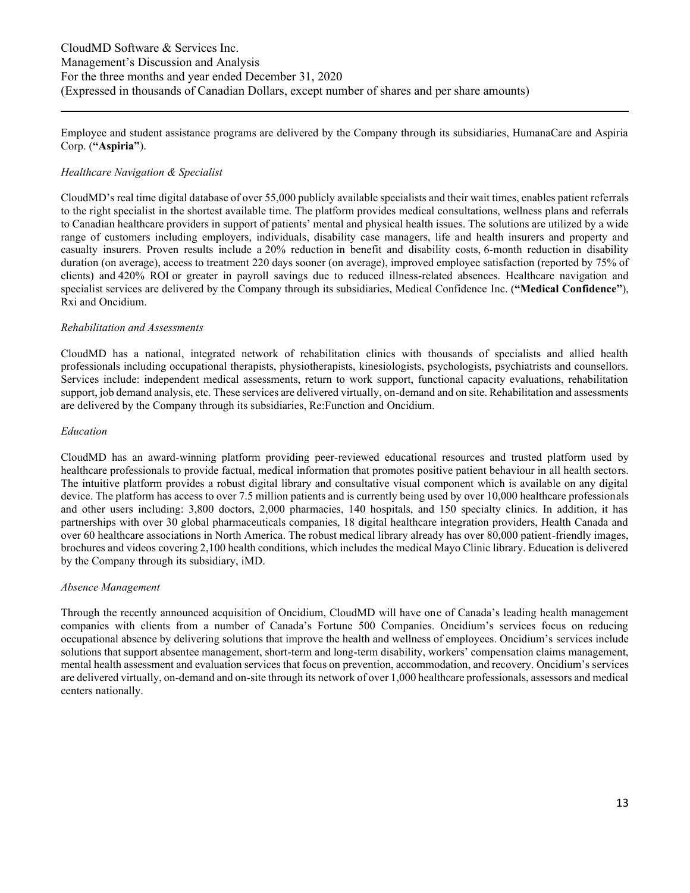Employee and student assistance programs are delivered by the Company through its subsidiaries, HumanaCare and Aspiria Corp. (**"Aspiria"**).

*Healthcare Navigation & Specialist*

CloudMD's real time digital database of over 55,000 publicly available specialists and their wait times, enables patient referrals to the right specialist in the shortest available time. The platform provides medical consultations, wellness plans and referrals to Canadian healthcare providers in support of patients' mental and physical health issues. The solutions are utilized by a wide range of customers including employers, individuals, disability case managers, life and health insurers and property and casualty insurers. Proven results include a 20% reduction in benefit and disability costs, 6-month reduction in disability duration (on average), access to treatment 220 days sooner (on average), improved employee satisfaction (reported by 75% of clients) and 420% ROI or greater in payroll savings due to reduced illness-related absences. Healthcare navigation and specialist services are delivered by the Company through its subsidiaries, Medical Confidence Inc. (**"Medical Confidence"**), Rxi and Oncidium.

*Rehabilitation and Assessments*

CloudMD has a national, integrated network of rehabilitation clinics with thousands of specialists and allied health professionals including occupational therapists, physiotherapists, kinesiologists, psychologists, psychiatrists and counsellors. Services include: independent medical assessments, return to work support, functional capacity evaluations, rehabilitation support, job demand analysis, etc. These services are delivered virtually, on-demand and on site. Rehabilitation and assessments are delivered by the Company through its subsidiaries, Re:Function and Oncidium.

*Education*

CloudMD has an award-winning platform providing peer-reviewed educational resources and trusted platform used by healthcare professionals to provide factual, medical information that promotes positive patient behaviour in all health sectors. The intuitive platform provides a robust digital library and consultative visual component which is available on any digital device. The platform has access to over 7.5 million patients and is currently being used by over 10,000 healthcare professionals and other users including: 3,800 doctors, 2,000 pharmacies, 140 hospitals, and 150 specialty clinics. In addition, it has partnerships with over 30 global pharmaceuticals companies, 18 digital healthcare integration providers, Health Canada and over 60 healthcare associations in North America. The robust medical library already has over 80,000 patient-friendly images, brochures and videos covering 2,100 health conditions, which includes the medical Mayo Clinic library. Education is delivered by the Company through its subsidiary, iMD.

*Absence Management*

Through the recently announced acquisition of Oncidium, CloudMD will have one of Canada's leading health management companies with clients from a number of Canada's Fortune 500 Companies. Oncidium's services focus on reducing occupational absence by delivering solutions that improve the health and wellness of employees. Oncidium's services include solutions that support absentee management, short-term and long-term disability, workers' compensation claims management, mental health assessment and evaluation services that focus on prevention, accommodation, and recovery. Oncidium's services are delivered virtually, on-demand and on-site through its network of over 1,000 healthcare professionals, assessors and medical centers nationally.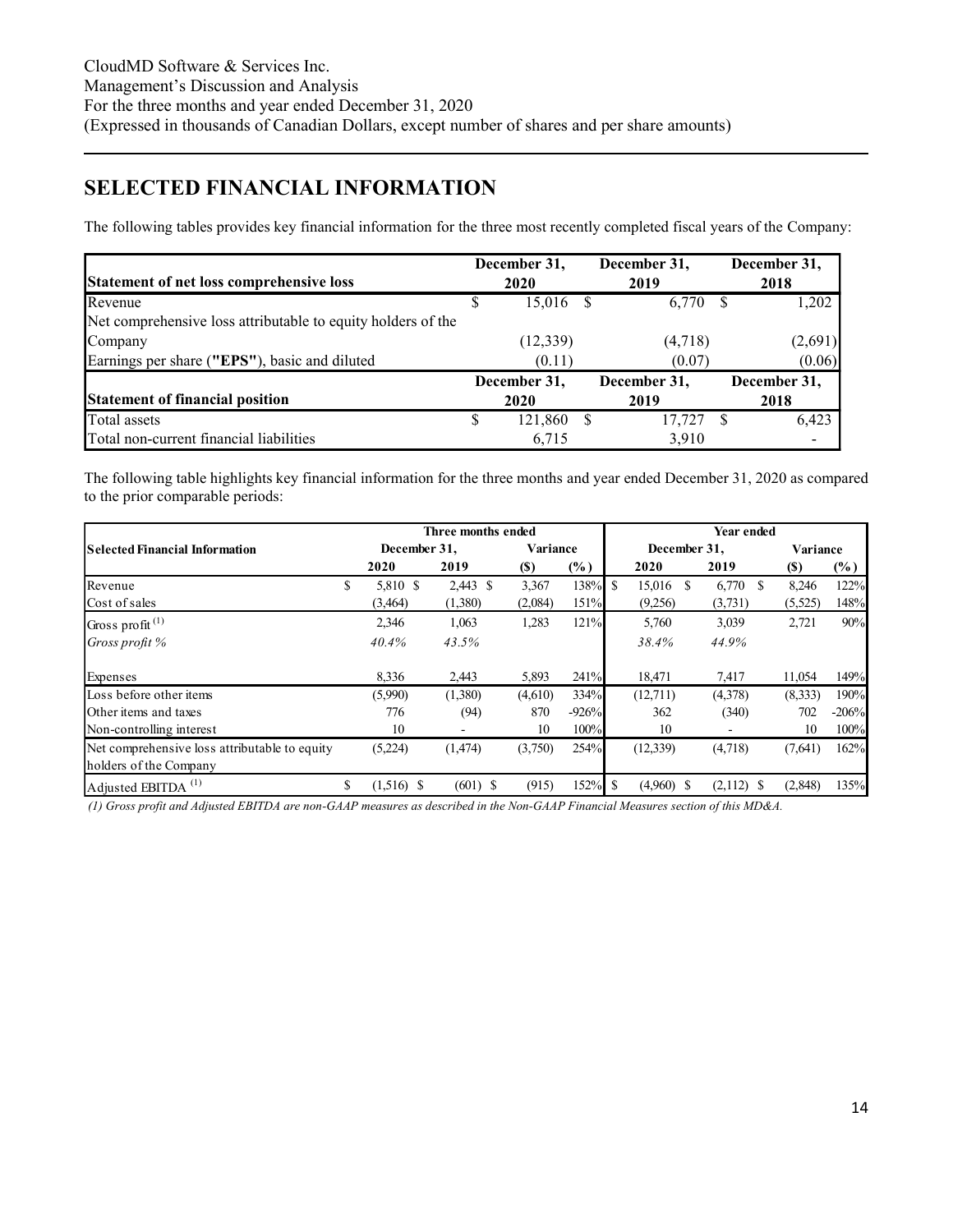# SELECTED FINANCIAL INFORMATION

The following tables provides key financial information for the three most recently completed fiscal years of the Company:

| Statement of net loss comprehensive loss | December 31, 2020 | December 31, 2019 | December 31, 2018 |
|---|---|---|---|
| Revenue | $ 15,016 | $ 6,770 | $ 1,202 |
| Net comprehensive loss attributable to equity holders of the Company | (12,339) | (4,718) | (2,691) |
| Earnings per share (**"EPS"**), basic and diluted | (0.11) | (0.07) | (0.06) |
| **Statement of financial position** | **December 31, 2020** | **December 31, 2019** | **December 31, 2018** |
| Total assets | $ 121,860 | $ 17,727 | $ 6,423 |
| Total non-current financial liabilities | 6,715 | 3,910 | - |

The following table highlights key financial information for the three months and year ended December 31, 2020 as compared to the prior comparable periods:

| | Three months ended | | | | Year ended | | | |
|---|---|---|---|---|---|---|---|---|
| **Selected Financial Information** | **December 31,** | | **Variance** | | **December 31,** | | **Variance** | |
| | **2020** | **2019** | **($)** | **(%)** | **2020** | **2019** | **($)** | **(%)** |
| Revenue | $ 5,810 | $ 2,443 | $ 3,367 | 138% | $ 15,016 | $ 6,770 | $ 8,246 | 122% |
| Cost of sales | (3,464) | (1,380) | (2,084) | 151% | (9,256) | (3,731) | (5,525) | 148% |
| Gross profit (1) | 2,346 | 1,063 | 1,283 | 121% | 5,760 | 3,039 | 2,721 | 90% |
| *Gross profit %* | *40.4%* | *43.5%* | | | *38.4%* | *44.9%* | | |
| Expenses | 8,336 | 2,443 | 5,893 | 241% | 18,471 | 7,417 | 11,054 | 149% |
| Loss before other items | (5,990) | (1,380) | (4,610) | 334% | (12,711) | (4,378) | (8,333) | 190% |
| Other items and taxes | 776 | (94) | 870 | -926% | 362 | (340) | 702 | -206% |
| Non-controlling interest | 10 | - | 10 | 100% | 10 | - | 10 | 100% |
| Net comprehensive loss attributable to equity holders of the Company | (5,224) | (1,474) | (3,750) | 254% | (12,339) | (4,718) | (7,641) | 162% |
| Adjusted EBITDA (1) | $ (1,516) | $ (601) | $ (915) | 152% | $ (4,960) | $ (2,112) | $ (2,848) | 135% |

*(1) Gross profit and Adjusted EBITDA are non-GAAP measures as described in the Non-GAAP Financial Measures section of this MD&A.*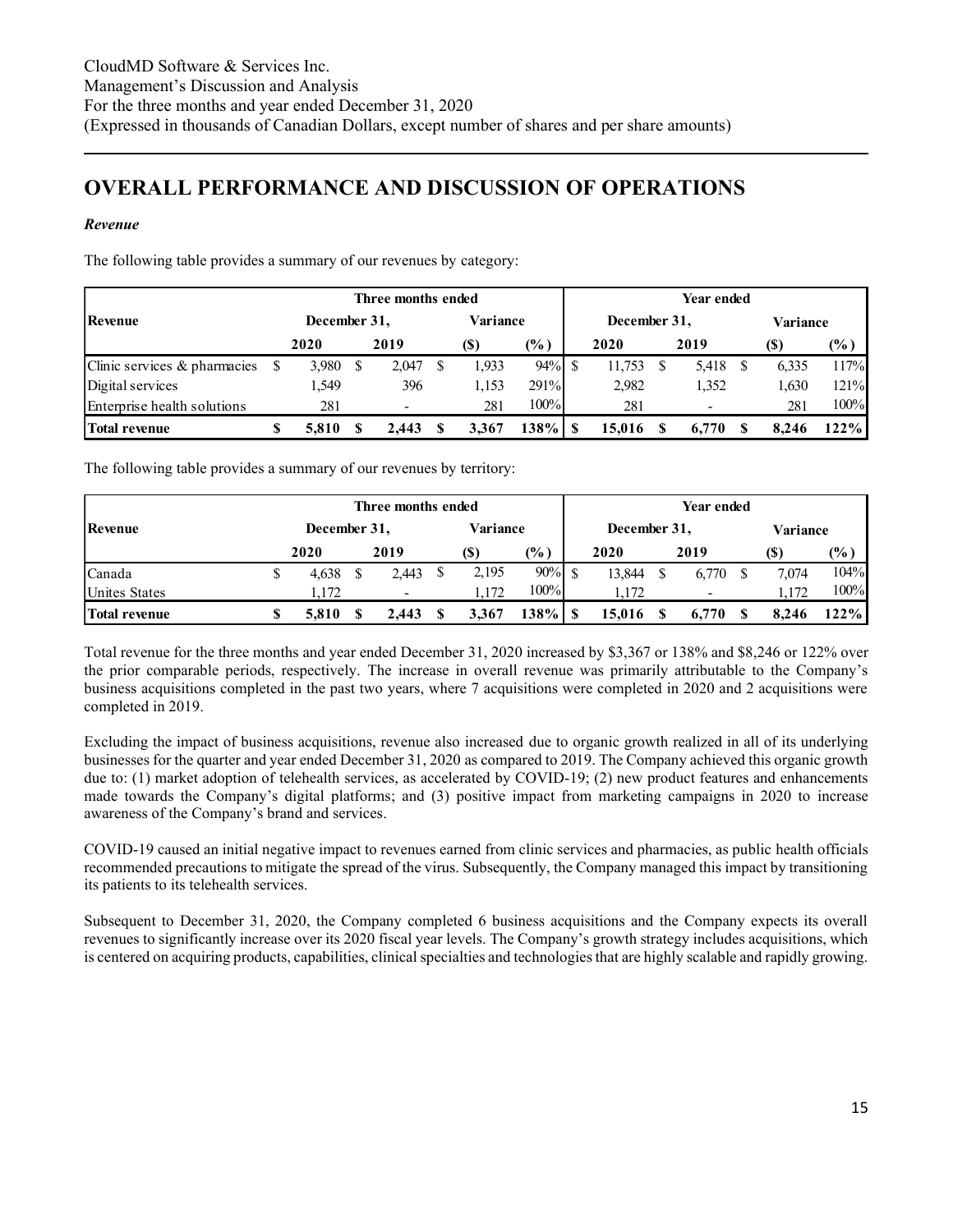# OVERALL PERFORMANCE AND DISCUSSION OF OPERATIONS

### *Revenue*

The following table provides a summary of our revenues by category:

| Revenue | Three months ended December 31, 2020 | Three months ended December 31, 2019 | Variance ($) | Variance (%) | Year ended December 31, 2020 | Year ended December 31, 2019 | Variance ($) | Variance (%) |
|---|---|---|---|---|---|---|---|---|
| Clinic services & pharmacies | $ 3,980 | $ 2,047 | $ 1,933 | 94% | $ 11,753 | $ 5,418 | $ 6,335 | 117% |
| Digital services | 1,549 | 396 | 1,153 | 291% | 2,982 | 1,352 | 1,630 | 121% |
| Enterprise health solutions | 281 | - | 281 | 100% | 281 | - | 281 | 100% |
| **Total revenue** | **$ 5,810** | **$ 2,443** | **$ 3,367** | **138%** | **$ 15,016** | **$ 6,770** | **$ 8,246** | **122%** |

The following table provides a summary of our revenues by territory:

| Revenue | Three months ended December 31, 2020 | Three months ended December 31, 2019 | Variance ($) | Variance (%) | Year ended December 31, 2020 | Year ended December 31, 2019 | Variance ($) | Variance (%) |
|---|---|---|---|---|---|---|---|---|
| Canada | $ 4,638 | $ 2,443 | $ 2,195 | 90% | $ 13,844 | $ 6,770 | $ 7,074 | 104% |
| Unites States | 1,172 | - | 1,172 | 100% | 1,172 | - | 1,172 | 100% |
| **Total revenue** | **$ 5,810** | **$ 2,443** | **$ 3,367** | **138%** | **$ 15,016** | **$ 6,770** | **$ 8,246** | **122%** |

Total revenue for the three months and year ended December 31, 2020 increased by $3,367 or 138% and $8,246 or 122% over the prior comparable periods, respectively. The increase in overall revenue was primarily attributable to the Company's business acquisitions completed in the past two years, where 7 acquisitions were completed in 2020 and 2 acquisitions were completed in 2019.

Excluding the impact of business acquisitions, revenue also increased due to organic growth realized in all of its underlying businesses for the quarter and year ended December 31, 2020 as compared to 2019. The Company achieved this organic growth due to: (1) market adoption of telehealth services, as accelerated by COVID-19; (2) new product features and enhancements made towards the Company's digital platforms; and (3) positive impact from marketing campaigns in 2020 to increase awareness of the Company's brand and services.

COVID-19 caused an initial negative impact to revenues earned from clinic services and pharmacies, as public health officials recommended precautions to mitigate the spread of the virus. Subsequently, the Company managed this impact by transitioning its patients to its telehealth services.

Subsequent to December 31, 2020, the Company completed 6 business acquisitions and the Company expects its overall revenues to significantly increase over its 2020 fiscal year levels. The Company's growth strategy includes acquisitions, which is centered on acquiring products, capabilities, clinical specialties and technologies that are highly scalable and rapidly growing.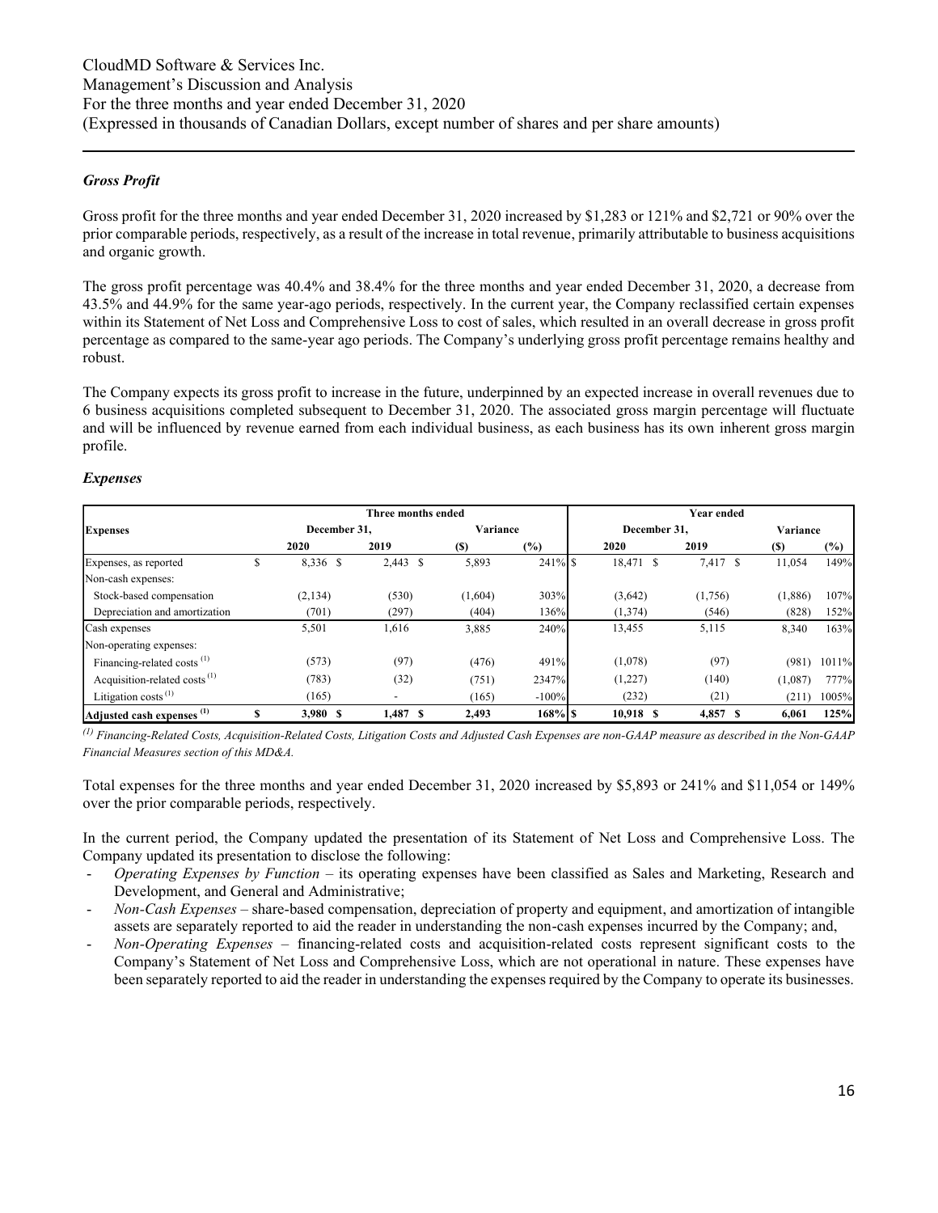### *Gross Profit*

Gross profit for the three months and year ended December 31, 2020 increased by $1,283 or 121% and $2,721 or 90% over the prior comparable periods, respectively, as a result of the increase in total revenue, primarily attributable to business acquisitions and organic growth.

The gross profit percentage was 40.4% and 38.4% for the three months and year ended December 31, 2020, a decrease from 43.5% and 44.9% for the same year-ago periods, respectively. In the current year, the Company reclassified certain expenses within its Statement of Net Loss and Comprehensive Loss to cost of sales, which resulted in an overall decrease in gross profit percentage as compared to the same-year ago periods. The Company's underlying gross profit percentage remains healthy and robust.

The Company expects its gross profit to increase in the future, underpinned by an expected increase in overall revenues due to 6 business acquisitions completed subsequent to December 31, 2020. The associated gross margin percentage will fluctuate and will be influenced by revenue earned from each individual business, as each business has its own inherent gross margin profile.

### *Expenses*

| Expenses | Three months ended | | | | Year ended | | | |
|---|---|---|---|---|---|---|---|---|
| | December 31, | | Variance | | December 31, | | Variance | |
| | 2020 | 2019 | ($) | (%) | 2020 | 2019 | ($) | (%) |
| Expenses, as reported | $ 8,336 | $ 2,443 | $ 5,893 | 241% | $ 18,471 | $ 7,417 | $ 11,054 | 149% |
| Non-cash expenses: | | | | | | | | |
| Stock-based compensation | (2,134) | (530) | (1,604) | 303% | (3,642) | (1,756) | (1,886) | 107% |
| Depreciation and amortization | (701) | (297) | (404) | 136% | (1,374) | (546) | (828) | 152% |
| Cash expenses | 5,501 | 1,616 | 3,885 | 240% | 13,455 | 5,115 | 8,340 | 163% |
| Non-operating expenses: | | | | | | | | |
| Financing-related costs [(1)] | (573) | (97) | (476) | 491% | (1,078) | (97) | (981) | 1011% |
| Acquisition-related costs [(1)] | (783) | (32) | (751) | 2347% | (1,227) | (140) | (1,087) | 777% |
| Litigation costs [(1)] | (165) | - | (165) | -100% | (232) | (21) | (211) | 1005% |
| **Adjusted cash expenses [(1)]** | **$ 3,980** | **$ 1,487** | **$ 2,493** | **168%** | **$ 10,918** | **$ 4,857** | **$ 6,061** | **125%** |

*[(1)] Financing-Related Costs, Acquisition-Related Costs, Litigation Costs and Adjusted Cash Expenses are non-GAAP measure as described in the Non-GAAP Financial Measures section of this MD&A.*

Total expenses for the three months and year ended December 31, 2020 increased by $5,893 or 241% and $11,054 or 149% over the prior comparable periods, respectively.

In the current period, the Company updated the presentation of its Statement of Net Loss and Comprehensive Loss. The Company updated its presentation to disclose the following:

- *Operating Expenses by Function* – its operating expenses have been classified as Sales and Marketing, Research and Development, and General and Administrative;
- *Non-Cash Expenses* – share-based compensation, depreciation of property and equipment, and amortization of intangible assets are separately reported to aid the reader in understanding the non-cash expenses incurred by the Company; and,
- *Non-Operating Expenses* – financing-related costs and acquisition-related costs represent significant costs to the Company's Statement of Net Loss and Comprehensive Loss, which are not operational in nature. These expenses have been separately reported to aid the reader in understanding the expenses required by the Company to operate its businesses.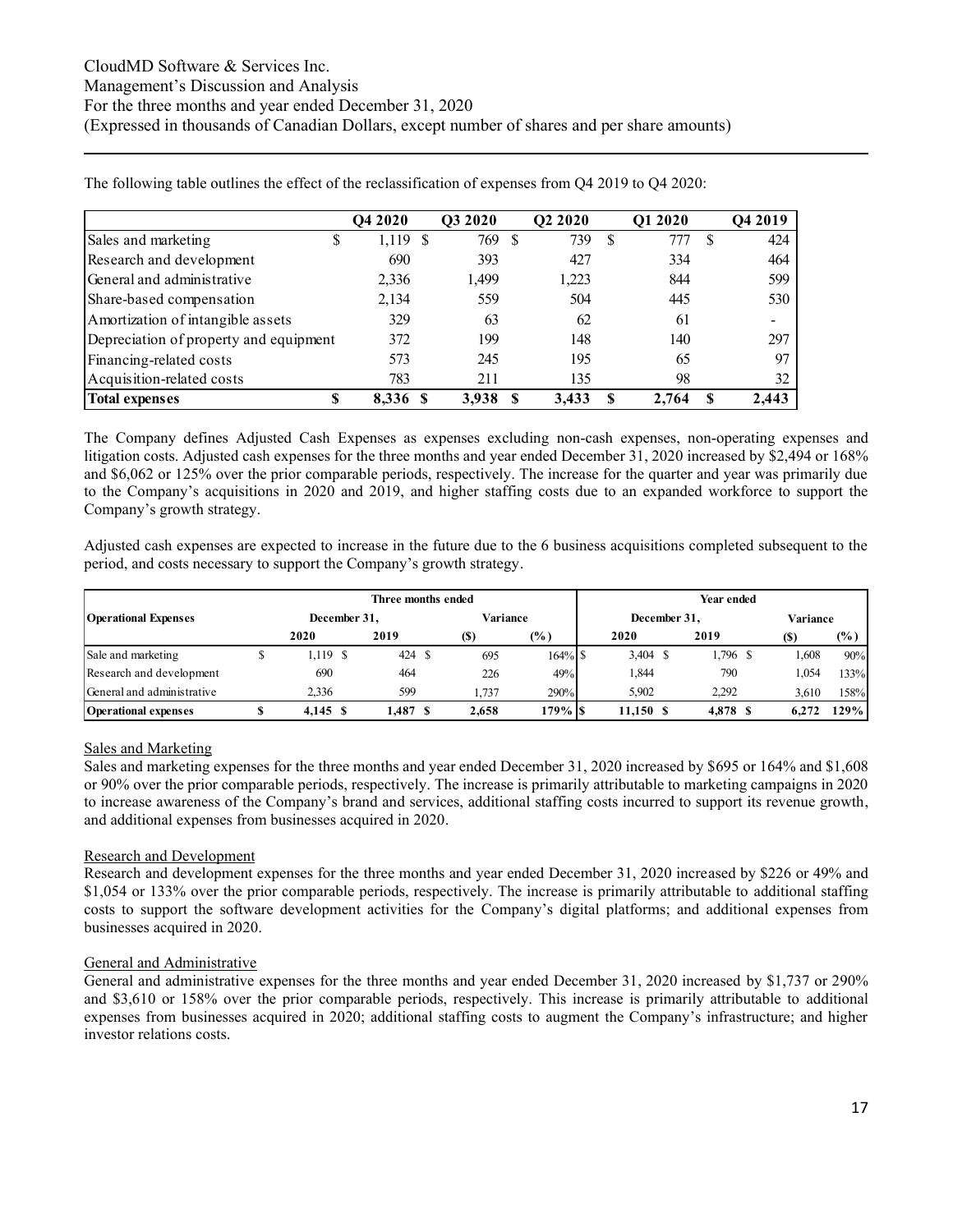The following table outlines the effect of the reclassification of expenses from Q4 2019 to Q4 2020:

| | Q4 2020 | Q3 2020 | Q2 2020 | Q1 2020 | Q4 2019 |
|---|---|---|---|---|---|
| Sales and marketing | $ 1,119 | $ 769 | $ 739 | $ 777 | $ 424 |
| Research and development | 690 | 393 | 427 | 334 | 464 |
| General and administrative | 2,336 | 1,499 | 1,223 | 844 | 599 |
| Share-based compensation | 2,134 | 559 | 504 | 445 | 530 |
| Amortization of intangible assets | 329 | 63 | 62 | 61 | - |
| Depreciation of property and equipment | 372 | 199 | 148 | 140 | 297 |
| Financing-related costs | 573 | 245 | 195 | 65 | 97 |
| Acquisition-related costs | 783 | 211 | 135 | 98 | 32 |
| **Total expenses** | **$ 8,336** | **$ 3,938** | **$ 3,433** | **$ 2,764** | **$ 2,443** |

The Company defines Adjusted Cash Expenses as expenses excluding non-cash expenses, non-operating expenses and litigation costs. Adjusted cash expenses for the three months and year ended December 31, 2020 increased by $2,494 or 168% and $6,062 or 125% over the prior comparable periods, respectively. The increase for the quarter and year was primarily due to the Company's acquisitions in 2020 and 2019, and higher staffing costs due to an expanded workforce to support the Company's growth strategy.

Adjusted cash expenses are expected to increase in the future due to the 6 business acquisitions completed subsequent to the period, and costs necessary to support the Company's growth strategy.

| | Three months ended | | | | Year ended | | | |
|---|---|---|---|---|---|---|---|---|
| **Operational Expenses** | December 31, | | Variance | | December 31, | | Variance | |
| | 2020 | 2019 | ($) | (%) | 2020 | 2019 | ($) | (%) |
| Sale and marketing | $ 1,119 | $ 424 | $ 695 | 164% | $ 3,404 | $ 1,796 | $ 1,608 | 90% |
| Research and development | 690 | 464 | 226 | 49% | 1,844 | 790 | 1,054 | 133% |
| General and administrative | 2,336 | 599 | 1,737 | 290% | 5,902 | 2,292 | 3,610 | 158% |
| **Operational expenses** | **$ 4,145** | **$ 1,487** | **$ 2,658** | **179%** | **$ 11,150** | **$ 4,878** | **$ 6,272** | **129%** |

Sales and Marketing

Sales and marketing expenses for the three months and year ended December 31, 2020 increased by $695 or 164% and $1,608 or 90% over the prior comparable periods, respectively. The increase is primarily attributable to marketing campaigns in 2020 to increase awareness of the Company's brand and services, additional staffing costs incurred to support its revenue growth, and additional expenses from businesses acquired in 2020.

Research and Development

Research and development expenses for the three months and year ended December 31, 2020 increased by $226 or 49% and $1,054 or 133% over the prior comparable periods, respectively. The increase is primarily attributable to additional staffing costs to support the software development activities for the Company's digital platforms; and additional expenses from businesses acquired in 2020.

General and Administrative

General and administrative expenses for the three months and year ended December 31, 2020 increased by $1,737 or 290% and $3,610 or 158% over the prior comparable periods, respectively. This increase is primarily attributable to additional expenses from businesses acquired in 2020; additional staffing costs to augment the Company's infrastructure; and higher investor relations costs.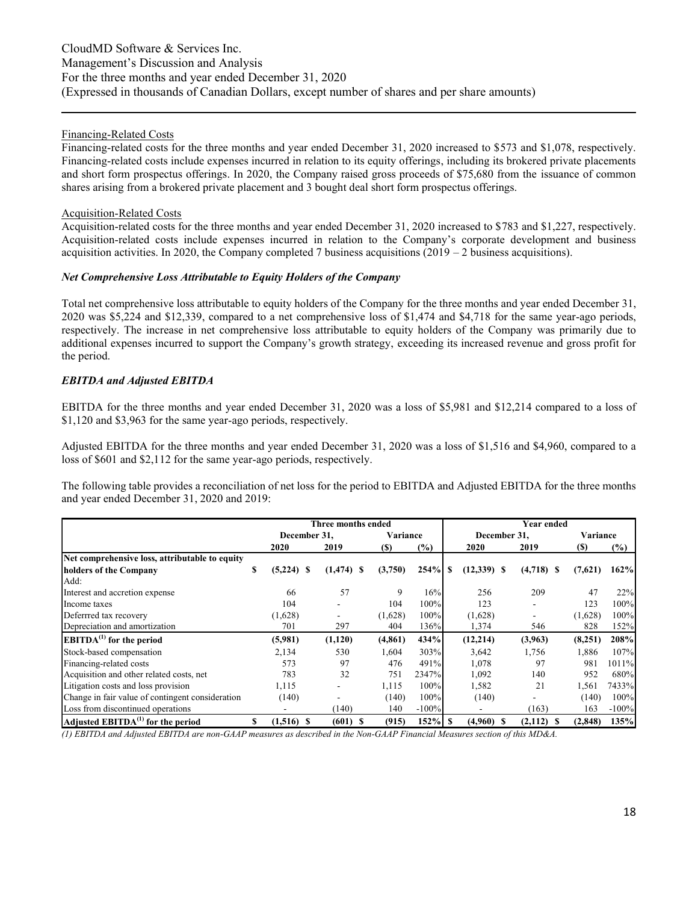Financing-Related Costs

Financing-related costs for the three months and year ended December 31, 2020 increased to $573 and $1,078, respectively. Financing-related costs include expenses incurred in relation to its equity offerings, including its brokered private placements and short form prospectus offerings. In 2020, the Company raised gross proceeds of $75,680 from the issuance of common shares arising from a brokered private placement and 3 bought deal short form prospectus offerings.

Acquisition-Related Costs

Acquisition-related costs for the three months and year ended December 31, 2020 increased to $783 and $1,227, respectively. Acquisition-related costs include expenses incurred in relation to the Company's corporate development and business acquisition activities. In 2020, the Company completed 7 business acquisitions (2019 – 2 business acquisitions).

### *Net Comprehensive Loss Attributable to Equity Holders of the Company*

Total net comprehensive loss attributable to equity holders of the Company for the three months and year ended December 31, 2020 was $5,224 and $12,339, compared to a net comprehensive loss of $1,474 and $4,718 for the same year-ago periods, respectively. The increase in net comprehensive loss attributable to equity holders of the Company was primarily due to additional expenses incurred to support the Company's growth strategy, exceeding its increased revenue and gross profit for the period.

### *EBITDA and Adjusted EBITDA*

EBITDA for the three months and year ended December 31, 2020 was a loss of $5,981 and $12,214 compared to a loss of $1,120 and $3,963 for the same year-ago periods, respectively.

Adjusted EBITDA for the three months and year ended December 31, 2020 was a loss of $1,516 and $4,960, compared to a loss of $601 and $2,112 for the same year-ago periods, respectively.

The following table provides a reconciliation of net loss for the period to EBITDA and Adjusted EBITDA for the three months and year ended December 31, 2020 and 2019:

| | Three months ended | | | | Year ended | | | |
|---|---|---|---|---|---|---|---|---|
| | December 31, | | Variance | | December 31, | | Variance | |
| | 2020 | 2019 | ($) | (%) | 2020 | 2019 | ($) | (%) |
| **Net comprehensive loss, attributable to equity holders of the Company** | **$ (5,224)** | **$ (1,474)** | **$ (3,750)** | **254%** | **$ (12,339)** | **$ (4,718)** | **$ (7,621)** | **162%** |
| Add: | | | | | | | | |
| Interest and accretion expense | 66 | 57 | 9 | 16% | 256 | 209 | 47 | 22% |
| Income taxes | 104 | - | 104 | 100% | 123 | - | 123 | 100% |
| Deferrred tax recovery | (1,628) | - | (1,628) | 100% | (1,628) | - | (1,628) | 100% |
| Depreciation and amortization | 701 | 297 | 404 | 136% | 1,374 | 546 | 828 | 152% |
| **EBITDA[(1)] for the period** | **(5,981)** | **(1,120)** | **(4,861)** | **434%** | **(12,214)** | **(3,963)** | **(8,251)** | **208%** |
| Stock-based compensation | 2,134 | 530 | 1,604 | 303% | 3,642 | 1,756 | 1,886 | 107% |
| Financing-related costs | 573 | 97 | 476 | 491% | 1,078 | 97 | 981 | 1011% |
| Acquisition and other related costs, net | 783 | 32 | 751 | 2347% | 1,092 | 140 | 952 | 680% |
| Litigation costs and loss provision | 1,115 | - | 1,115 | 100% | 1,582 | 21 | 1,561 | 7433% |
| Change in fair value of contingent consideration | (140) | - | (140) | 100% | (140) | - | (140) | 100% |
| Loss from discontinued operations | - | (140) | 140 | -100% | - | (163) | 163 | -100% |
| **Adjusted EBITDA[(1)] for the period** | **$ (1,516)** | **$ (601)** | **$ (915)** | **152%** | **$ (4,960)** | **$ (2,112)** | **$ (2,848)** | **135%** |

*(1) EBITDA and Adjusted EBITDA are non-GAAP measures as described in the Non-GAAP Financial Measures section of this MD&A.*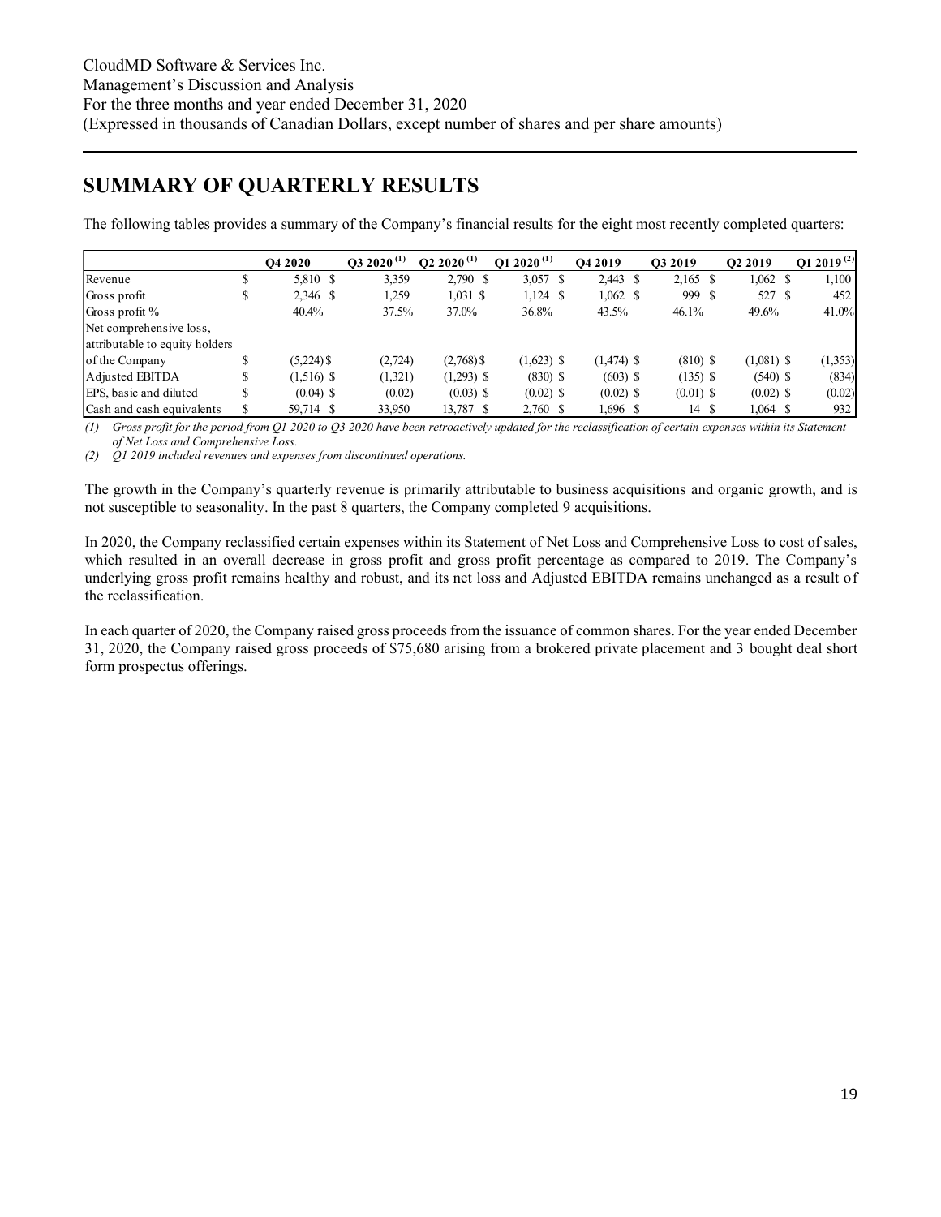# SUMMARY OF QUARTERLY RESULTS

The following tables provides a summary of the Company's financial results for the eight most recently completed quarters:

| | Q4 2020 | Q3 2020 (1) | Q2 2020 (1) | Q1 2020 (1) | Q4 2019 | Q3 2019 | Q2 2019 | Q1 2019 (2) |
|---|---|---|---|---|---|---|---|---|
| Revenue | $ 5,810 | $ 3,359 | 2,790 | $ 3,057 | $ 2,443 | $ 2,165 | $ 1,062 | $ 1,100 |
| Gross profit | $ 2,346 | $ 1,259 | 1,031 | $ 1,124 | $ 1,062 | $ 999 | $ 527 | $ 452 |
| Gross profit % | 40.4% | 37.5% | 37.0% | 36.8% | 43.5% | 46.1% | 49.6% | 41.0% |
| Net comprehensive loss, attributable to equity holders of the Company | $ (5,224) | $ (2,724) | (2,768) | $ (1,623) | $ (1,474) | $ (810) | $ (1,081) | $ (1,353) |
| Adjusted EBITDA | $ (1,516) | $ (1,321) | (1,293) | $ (830) | $ (603) | $ (135) | $ (540) | $ (834) |
| EPS, basic and diluted | $ (0.04) | $ (0.02) | (0.03) | $ (0.02) | $ (0.02) | $ (0.01) | $ (0.02) | $ (0.02) |
| Cash and cash equivalents | $ 59,714 | $ 33,950 | 13,787 | $ 2,760 | $ 1,696 | $ 14 | $ 1,064 | $ 932 |

*(1) Gross profit for the period from Q1 2020 to Q3 2020 have been retroactively updated for the reclassification of certain expenses within its Statement of Net Loss and Comprehensive Loss.*

*(2) Q1 2019 included revenues and expenses from discontinued operations.*

The growth in the Company's quarterly revenue is primarily attributable to business acquisitions and organic growth, and is not susceptible to seasonality. In the past 8 quarters, the Company completed 9 acquisitions.

In 2020, the Company reclassified certain expenses within its Statement of Net Loss and Comprehensive Loss to cost of sales, which resulted in an overall decrease in gross profit and gross profit percentage as compared to 2019. The Company's underlying gross profit remains healthy and robust, and its net loss and Adjusted EBITDA remains unchanged as a result of the reclassification.

In each quarter of 2020, the Company raised gross proceeds from the issuance of common shares. For the year ended December 31, 2020, the Company raised gross proceeds of $75,680 arising from a brokered private placement and 3 bought deal short form prospectus offerings.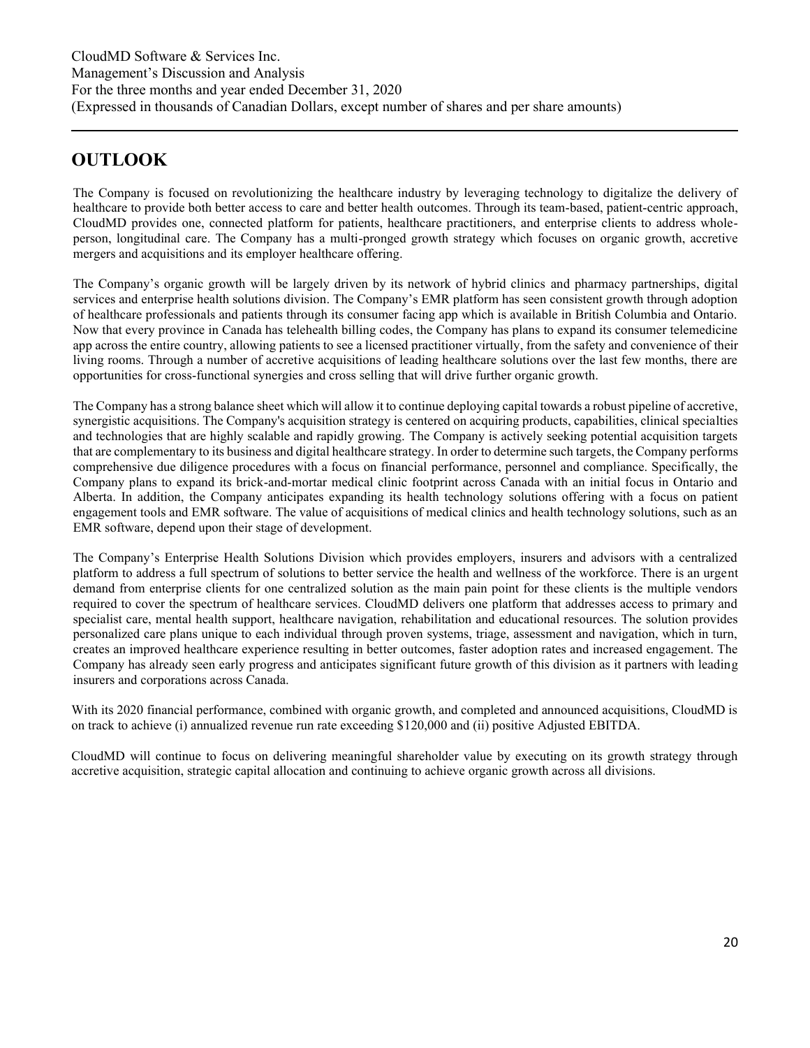# OUTLOOK

The Company is focused on revolutionizing the healthcare industry by leveraging technology to digitalize the delivery of healthcare to provide both better access to care and better health outcomes. Through its team-based, patient-centric approach, CloudMD provides one, connected platform for patients, healthcare practitioners, and enterprise clients to address whole-person, longitudinal care. The Company has a multi-pronged growth strategy which focuses on organic growth, accretive mergers and acquisitions and its employer healthcare offering.

The Company's organic growth will be largely driven by its network of hybrid clinics and pharmacy partnerships, digital services and enterprise health solutions division. The Company's EMR platform has seen consistent growth through adoption of healthcare professionals and patients through its consumer facing app which is available in British Columbia and Ontario. Now that every province in Canada has telehealth billing codes, the Company has plans to expand its consumer telemedicine app across the entire country, allowing patients to see a licensed practitioner virtually, from the safety and convenience of their living rooms. Through a number of accretive acquisitions of leading healthcare solutions over the last few months, there are opportunities for cross-functional synergies and cross selling that will drive further organic growth.

The Company has a strong balance sheet which will allow it to continue deploying capital towards a robust pipeline of accretive, synergistic acquisitions. The Company's acquisition strategy is centered on acquiring products, capabilities, clinical specialties and technologies that are highly scalable and rapidly growing. The Company is actively seeking potential acquisition targets that are complementary to its business and digital healthcare strategy. In order to determine such targets, the Company performs comprehensive due diligence procedures with a focus on financial performance, personnel and compliance. Specifically, the Company plans to expand its brick-and-mortar medical clinic footprint across Canada with an initial focus in Ontario and Alberta. In addition, the Company anticipates expanding its health technology solutions offering with a focus on patient engagement tools and EMR software. The value of acquisitions of medical clinics and health technology solutions, such as an EMR software, depend upon their stage of development.

The Company's Enterprise Health Solutions Division which provides employers, insurers and advisors with a centralized platform to address a full spectrum of solutions to better service the health and wellness of the workforce. There is an urgent demand from enterprise clients for one centralized solution as the main pain point for these clients is the multiple vendors required to cover the spectrum of healthcare services. CloudMD delivers one platform that addresses access to primary and specialist care, mental health support, healthcare navigation, rehabilitation and educational resources. The solution provides personalized care plans unique to each individual through proven systems, triage, assessment and navigation, which in turn, creates an improved healthcare experience resulting in better outcomes, faster adoption rates and increased engagement. The Company has already seen early progress and anticipates significant future growth of this division as it partners with leading insurers and corporations across Canada.

With its 2020 financial performance, combined with organic growth, and completed and announced acquisitions, CloudMD is on track to achieve (i) annualized revenue run rate exceeding $120,000 and (ii) positive Adjusted EBITDA.

CloudMD will continue to focus on delivering meaningful shareholder value by executing on its growth strategy through accretive acquisition, strategic capital allocation and continuing to achieve organic growth across all divisions.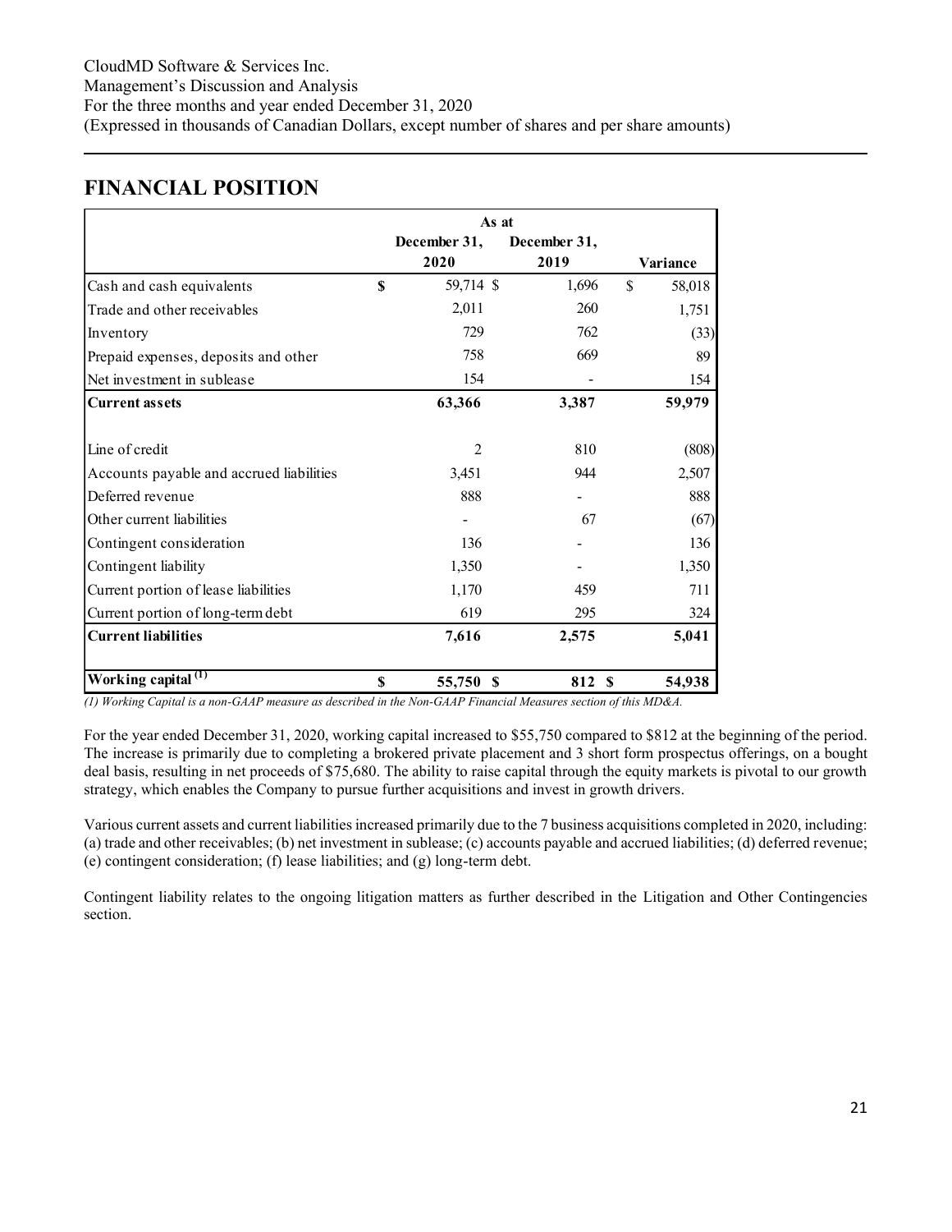## FINANCIAL POSITION

| | As at | | |
|---|---|---|---|
| | December 31, 2020 | December 31, 2019 | Variance |
| Cash and cash equivalents | $ 59,714 | $ 1,696 | $ 58,018 |
| Trade and other receivables | 2,011 | 260 | 1,751 |
| Inventory | 729 | 762 | (33) |
| Prepaid expenses, deposits and other | 758 | 669 | 89 |
| Net investment in sublease | 154 | - | 154 |
| **Current assets** | **63,366** | **3,387** | **59,979** |
| | | | |
| Line of credit | 2 | 810 | (808) |
| Accounts payable and accrued liabilities | 3,451 | 944 | 2,507 |
| Deferred revenue | 888 | - | 888 |
| Other current liabilities | - | 67 | (67) |
| Contingent consideration | 136 | - | 136 |
| Contingent liability | 1,350 | - | 1,350 |
| Current portion of lease liabilities | 1,170 | 459 | 711 |
| Current portion of long-term debt | 619 | 295 | 324 |
| **Current liabilities** | **7,616** | **2,575** | **5,041** |
| | | | |
| **Working capital (1)** | **$ 55,750** | **$ 812** | **$ 54,938** |

*(1) Working Capital is a non-GAAP measure as described in the Non-GAAP Financial Measures section of this MD&A.*

For the year ended December 31, 2020, working capital increased to $55,750 compared to $812 at the beginning of the period. The increase is primarily due to completing a brokered private placement and 3 short form prospectus offerings, on a bought deal basis, resulting in net proceeds of $75,680. The ability to raise capital through the equity markets is pivotal to our growth strategy, which enables the Company to pursue further acquisitions and invest in growth drivers.

Various current assets and current liabilities increased primarily due to the 7 business acquisitions completed in 2020, including: (a) trade and other receivables; (b) net investment in sublease; (c) accounts payable and accrued liabilities; (d) deferred revenue; (e) contingent consideration; (f) lease liabilities; and (g) long-term debt.

Contingent liability relates to the ongoing litigation matters as further described in the Litigation and Other Contingencies section.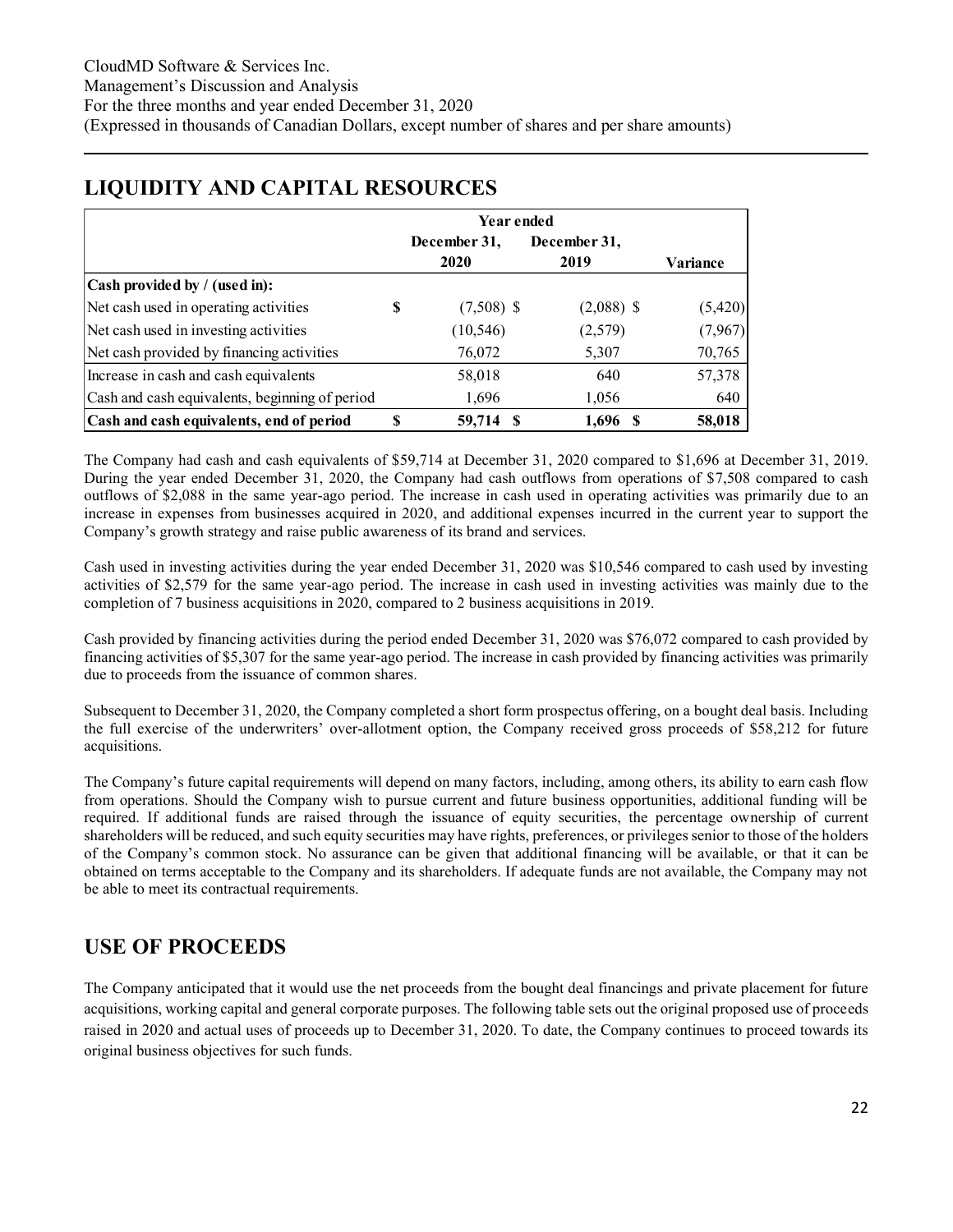## LIQUIDITY AND CAPITAL RESOURCES

| | Year ended | | |
|---|---|---|---|
| | December 31, 2020 | December 31, 2019 | Variance |
| **Cash provided by / (used in):** | | | |
| Net cash used in operating activities | $ (7,508) | $ (2,088) | $ (5,420) |
| Net cash used in investing activities | (10,546) | (2,579) | (7,967) |
| Net cash provided by financing activities | 76,072 | 5,307 | 70,765 |
| Increase in cash and cash equivalents | 58,018 | 640 | 57,378 |
| Cash and cash equivalents, beginning of period | 1,696 | 1,056 | 640 |
| **Cash and cash equivalents, end of period** | **$ 59,714** | **$ 1,696** | **$ 58,018** |

The Company had cash and cash equivalents of $59,714 at December 31, 2020 compared to $1,696 at December 31, 2019. During the year ended December 31, 2020, the Company had cash outflows from operations of $7,508 compared to cash outflows of $2,088 in the same year-ago period. The increase in cash used in operating activities was primarily due to an increase in expenses from businesses acquired in 2020, and additional expenses incurred in the current year to support the Company's growth strategy and raise public awareness of its brand and services.

Cash used in investing activities during the year ended December 31, 2020 was $10,546 compared to cash used by investing activities of $2,579 for the same year-ago period. The increase in cash used in investing activities was mainly due to the completion of 7 business acquisitions in 2020, compared to 2 business acquisitions in 2019.

Cash provided by financing activities during the period ended December 31, 2020 was $76,072 compared to cash provided by financing activities of $5,307 for the same year-ago period. The increase in cash provided by financing activities was primarily due to proceeds from the issuance of common shares.

Subsequent to December 31, 2020, the Company completed a short form prospectus offering, on a bought deal basis. Including the full exercise of the underwriters' over-allotment option, the Company received gross proceeds of $58,212 for future acquisitions.

The Company's future capital requirements will depend on many factors, including, among others, its ability to earn cash flow from operations. Should the Company wish to pursue current and future business opportunities, additional funding will be required. If additional funds are raised through the issuance of equity securities, the percentage ownership of current shareholders will be reduced, and such equity securities may have rights, preferences, or privileges senior to those of the holders of the Company's common stock. No assurance can be given that additional financing will be available, or that it can be obtained on terms acceptable to the Company and its shareholders. If adequate funds are not available, the Company may not be able to meet its contractual requirements.

## USE OF PROCEEDS

The Company anticipated that it would use the net proceeds from the bought deal financings and private placement for future acquisitions, working capital and general corporate purposes. The following table sets out the original proposed use of proceeds raised in 2020 and actual uses of proceeds up to December 31, 2020. To date, the Company continues to proceed towards its original business objectives for such funds.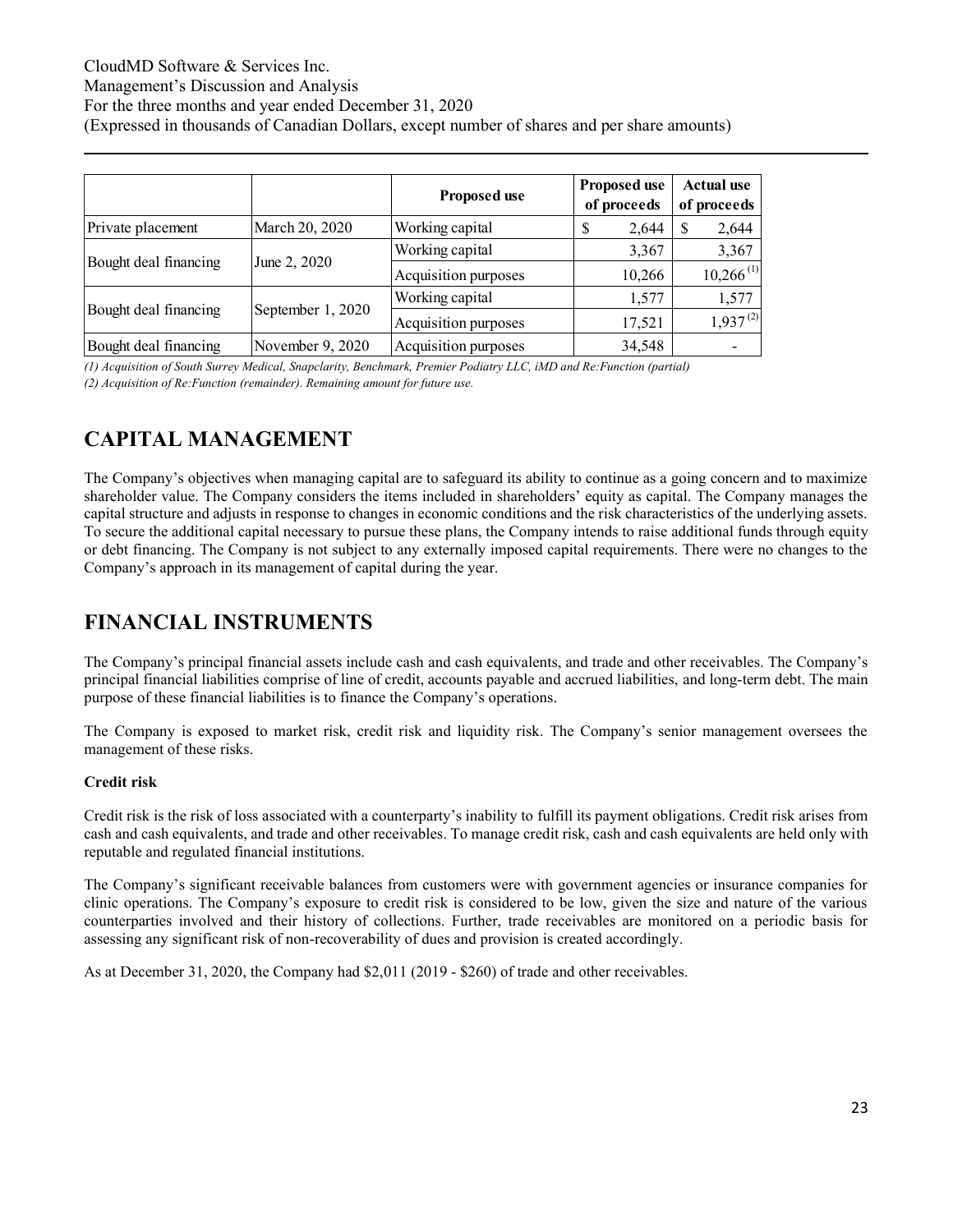| | | Proposed use | Proposed use of proceeds | Actual use of proceeds |
|---|---|---|---|---|
| Private placement | March 20, 2020 | Working capital | $ 2,644 | $ 2,644 |
| Bought deal financing | June 2, 2020 | Working capital | 3,367 | 3,367 |
| | | Acquisition purposes | 10,266 | 10,266 (1) |
| Bought deal financing | September 1, 2020 | Working capital | 1,577 | 1,577 |
| | | Acquisition purposes | 17,521 | 1,937 (2) |
| Bought deal financing | November 9, 2020 | Acquisition purposes | 34,548 | - |

*(1) Acquisition of South Surrey Medical, Snapclarity, Benchmark, Premier Podiatry LLC, iMD and Re:Function (partial)*

*(2) Acquisition of Re:Function (remainder). Remaining amount for future use.*

# CAPITAL MANAGEMENT

The Company's objectives when managing capital are to safeguard its ability to continue as a going concern and to maximize shareholder value. The Company considers the items included in shareholders' equity as capital. The Company manages the capital structure and adjusts in response to changes in economic conditions and the risk characteristics of the underlying assets. To secure the additional capital necessary to pursue these plans, the Company intends to raise additional funds through equity or debt financing. The Company is not subject to any externally imposed capital requirements. There were no changes to the Company's approach in its management of capital during the year.

# FINANCIAL INSTRUMENTS

The Company's principal financial assets include cash and cash equivalents, and trade and other receivables. The Company's principal financial liabilities comprise of line of credit, accounts payable and accrued liabilities, and long-term debt. The main purpose of these financial liabilities is to finance the Company's operations.

The Company is exposed to market risk, credit risk and liquidity risk. The Company's senior management oversees the management of these risks.

**Credit risk**

Credit risk is the risk of loss associated with a counterparty's inability to fulfill its payment obligations. Credit risk arises from cash and cash equivalents, and trade and other receivables. To manage credit risk, cash and cash equivalents are held only with reputable and regulated financial institutions.

The Company's significant receivable balances from customers were with government agencies or insurance companies for clinic operations. The Company's exposure to credit risk is considered to be low, given the size and nature of the various counterparties involved and their history of collections. Further, trade receivables are monitored on a periodic basis for assessing any significant risk of non-recoverability of dues and provision is created accordingly.

As at December 31, 2020, the Company had $2,011 (2019 - $260) of trade and other receivables.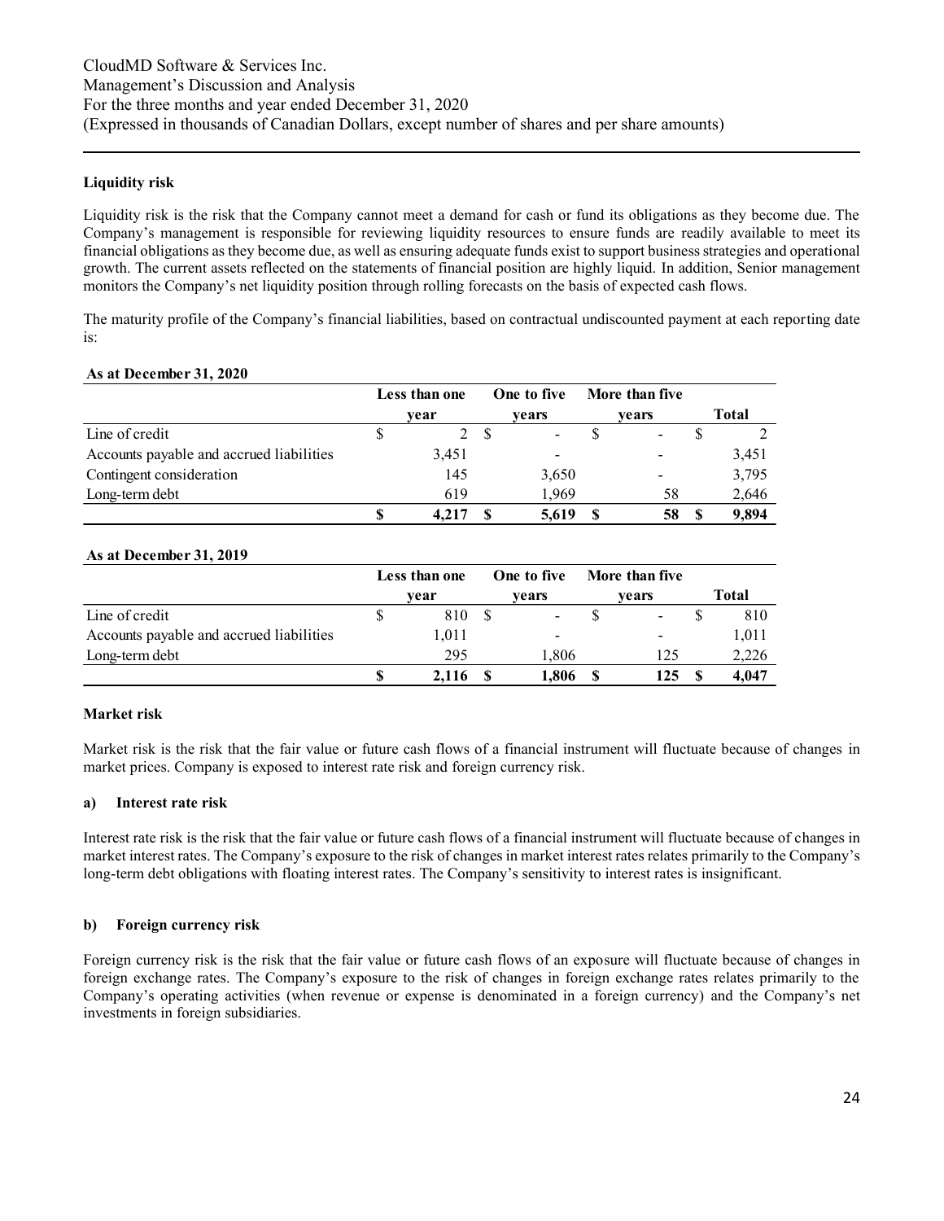### Liquidity risk

Liquidity risk is the risk that the Company cannot meet a demand for cash or fund its obligations as they become due. The Company's management is responsible for reviewing liquidity resources to ensure funds are readily available to meet its financial obligations as they become due, as well as ensuring adequate funds exist to support business strategies and operational growth. The current assets reflected on the statements of financial position are highly liquid. In addition, Senior management monitors the Company's net liquidity position through rolling forecasts on the basis of expected cash flows.

The maturity profile of the Company's financial liabilities, based on contractual undiscounted payment at each reporting date is:

**As at December 31, 2020**

| | Less than one year | One to five years | More than five years | Total |
|---|---|---|---|---|
| Line of credit | $ 2 | $ - | $ - | $ 2 |
| Accounts payable and accrued liabilities | 3,451 | - | - | 3,451 |
| Contingent consideration | 145 | 3,650 | - | 3,795 |
| Long-term debt | 619 | 1,969 | 58 | 2,646 |
| | **$ 4,217** | **$ 5,619** | **$ 58** | **$ 9,894** |

**As at December 31, 2019**

| | Less than one year | One to five years | More than five years | Total |
|---|---|---|---|---|
| Line of credit | $ 810 | $ - | $ - | $ 810 |
| Accounts payable and accrued liabilities | 1,011 | - | - | 1,011 |
| Long-term debt | 295 | 1,806 | 125 | 2,226 |
| | **$ 2,116** | **$ 1,806** | **$ 125** | **$ 4,047** |

### Market risk

Market risk is the risk that the fair value or future cash flows of a financial instrument will fluctuate because of changes in market prices. Company is exposed to interest rate risk and foreign currency risk.

#### a) Interest rate risk

Interest rate risk is the risk that the fair value or future cash flows of a financial instrument will fluctuate because of changes in market interest rates. The Company's exposure to the risk of changes in market interest rates relates primarily to the Company's long-term debt obligations with floating interest rates. The Company's sensitivity to interest rates is insignificant.

#### b) Foreign currency risk

Foreign currency risk is the risk that the fair value or future cash flows of an exposure will fluctuate because of changes in foreign exchange rates. The Company's exposure to the risk of changes in foreign exchange rates relates primarily to the Company's operating activities (when revenue or expense is denominated in a foreign currency) and the Company's net investments in foreign subsidiaries.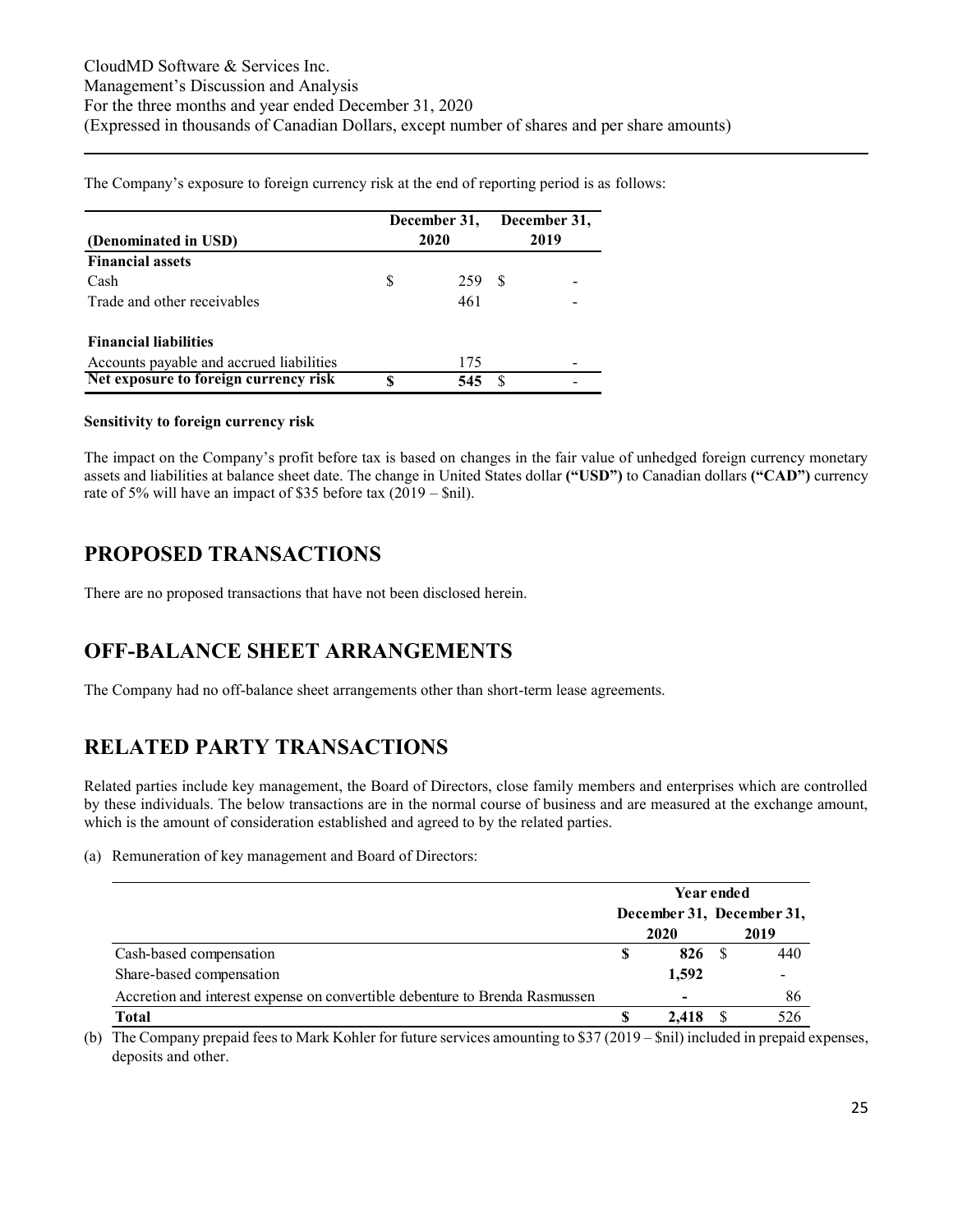The Company's exposure to foreign currency risk at the end of reporting period is as follows:

| (Denominated in USD) | December 31, 2020 | December 31, 2019 |
|---|---|---|
| **Financial assets** | | |
| Cash | $ 259 | $ - |
| Trade and other receivables | 461 | - |
| **Financial liabilities** | | |
| Accounts payable and accrued liabilities | 175 | - |
| **Net exposure to foreign currency risk** | **$ 545** | $ - |

**Sensitivity to foreign currency risk**

The impact on the Company's profit before tax is based on changes in the fair value of unhedged foreign currency monetary assets and liabilities at balance sheet date. The change in United States dollar **("USD")** to Canadian dollars **("CAD")** currency rate of 5% will have an impact of $35 before tax (2019 – $nil).

## PROPOSED TRANSACTIONS

There are no proposed transactions that have not been disclosed herein.

## OFF-BALANCE SHEET ARRANGEMENTS

The Company had no off-balance sheet arrangements other than short-term lease agreements.

## RELATED PARTY TRANSACTIONS

Related parties include key management, the Board of Directors, close family members and enterprises which are controlled by these individuals. The below transactions are in the normal course of business and are measured at the exchange amount, which is the amount of consideration established and agreed to by the related parties.

(a) Remuneration of key management and Board of Directors:

| | Year ended December 31, 2020 | Year ended December 31, 2019 |
|---|---|---|
| Cash-based compensation | $ **826** | $ 440 |
| Share-based compensation | **1,592** | - |
| Accretion and interest expense on convertible debenture to Brenda Rasmussen | **-** | 86 |
| **Total** | $ **2,418** | $ 526 |

(b) The Company prepaid fees to Mark Kohler for future services amounting to $37 (2019 – $nil) included in prepaid expenses, deposits and other.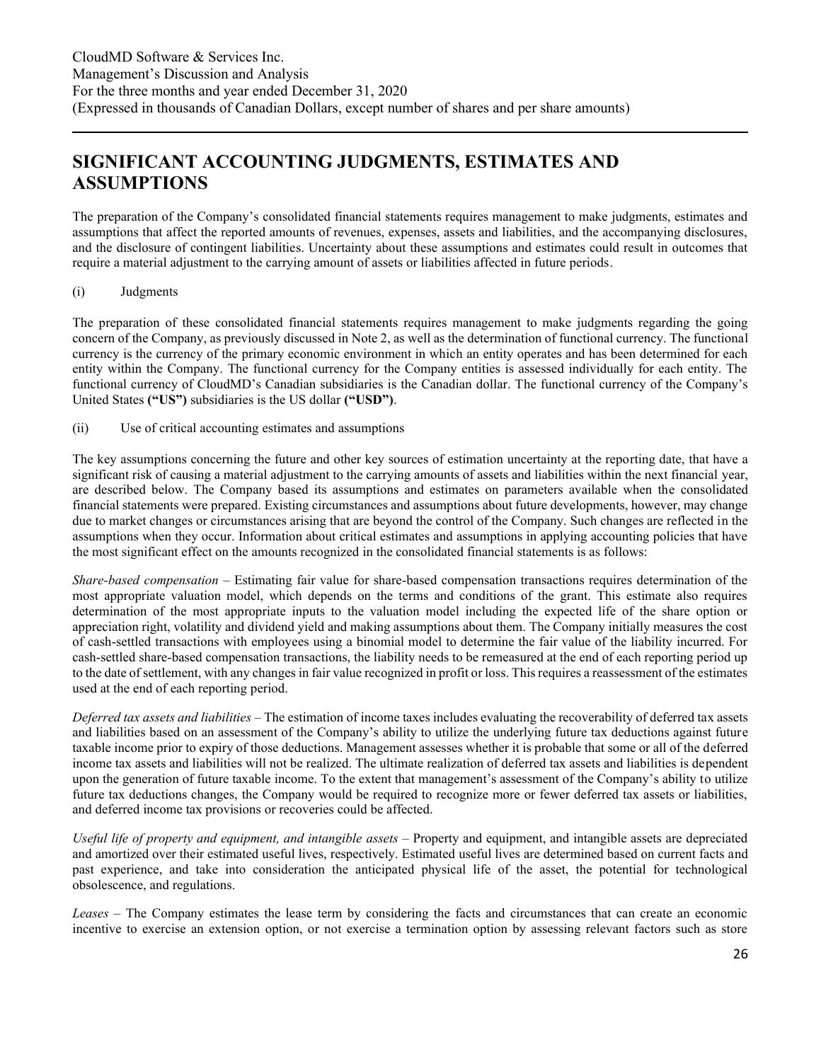# SIGNIFICANT ACCOUNTING JUDGMENTS, ESTIMATES AND ASSUMPTIONS

The preparation of the Company's consolidated financial statements requires management to make judgments, estimates and assumptions that affect the reported amounts of revenues, expenses, assets and liabilities, and the accompanying disclosures, and the disclosure of contingent liabilities. Uncertainty about these assumptions and estimates could result in outcomes that require a material adjustment to the carrying amount of assets or liabilities affected in future periods.

(i) Judgments

The preparation of these consolidated financial statements requires management to make judgments regarding the going concern of the Company, as previously discussed in Note 2, as well as the determination of functional currency. The functional currency is the currency of the primary economic environment in which an entity operates and has been determined for each entity within the Company. The functional currency for the Company entities is assessed individually for each entity. The functional currency of CloudMD's Canadian subsidiaries is the Canadian dollar. The functional currency of the Company's United States **("US")** subsidiaries is the US dollar **("USD")**.

(ii) Use of critical accounting estimates and assumptions

The key assumptions concerning the future and other key sources of estimation uncertainty at the reporting date, that have a significant risk of causing a material adjustment to the carrying amounts of assets and liabilities within the next financial year, are described below. The Company based its assumptions and estimates on parameters available when the consolidated financial statements were prepared. Existing circumstances and assumptions about future developments, however, may change due to market changes or circumstances arising that are beyond the control of the Company. Such changes are reflected in the assumptions when they occur. Information about critical estimates and assumptions in applying accounting policies that have the most significant effect on the amounts recognized in the consolidated financial statements is as follows:

*Share-based compensation* – Estimating fair value for share-based compensation transactions requires determination of the most appropriate valuation model, which depends on the terms and conditions of the grant. This estimate also requires determination of the most appropriate inputs to the valuation model including the expected life of the share option or appreciation right, volatility and dividend yield and making assumptions about them. The Company initially measures the cost of cash-settled transactions with employees using a binomial model to determine the fair value of the liability incurred. For cash-settled share-based compensation transactions, the liability needs to be remeasured at the end of each reporting period up to the date of settlement, with any changes in fair value recognized in profit or loss. This requires a reassessment of the estimates used at the end of each reporting period.

*Deferred tax assets and liabilities* – The estimation of income taxes includes evaluating the recoverability of deferred tax assets and liabilities based on an assessment of the Company's ability to utilize the underlying future tax deductions against future taxable income prior to expiry of those deductions. Management assesses whether it is probable that some or all of the deferred income tax assets and liabilities will not be realized. The ultimate realization of deferred tax assets and liabilities is dependent upon the generation of future taxable income. To the extent that management's assessment of the Company's ability to utilize future tax deductions changes, the Company would be required to recognize more or fewer deferred tax assets or liabilities, and deferred income tax provisions or recoveries could be affected.

*Useful life of property and equipment, and intangible assets* – Property and equipment, and intangible assets are depreciated and amortized over their estimated useful lives, respectively. Estimated useful lives are determined based on current facts and past experience, and take into consideration the anticipated physical life of the asset, the potential for technological obsolescence, and regulations.

*Leases* – The Company estimates the lease term by considering the facts and circumstances that can create an economic incentive to exercise an extension option, or not exercise a termination option by assessing relevant factors such as store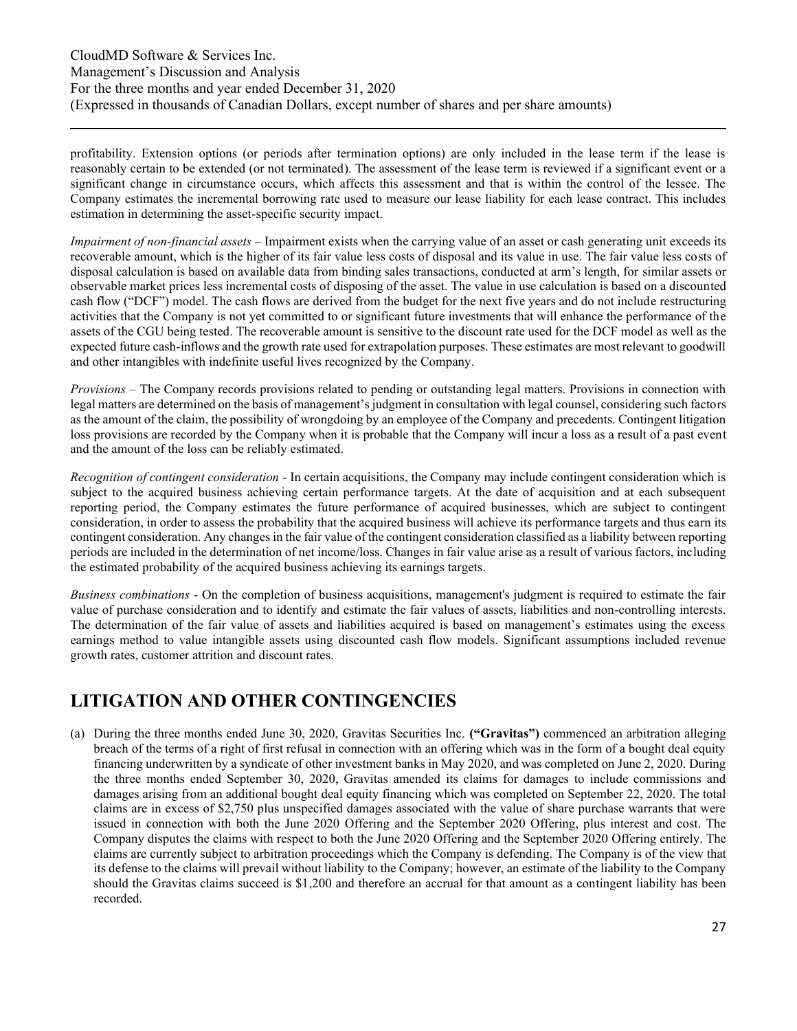profitability. Extension options (or periods after termination options) are only included in the lease term if the lease is reasonably certain to be extended (or not terminated). The assessment of the lease term is reviewed if a significant event or a significant change in circumstance occurs, which affects this assessment and that is within the control of the lessee. The Company estimates the incremental borrowing rate used to measure our lease liability for each lease contract. This includes estimation in determining the asset-specific security impact.

*Impairment of non-financial assets* – Impairment exists when the carrying value of an asset or cash generating unit exceeds its recoverable amount, which is the higher of its fair value less costs of disposal and its value in use. The fair value less costs of disposal calculation is based on available data from binding sales transactions, conducted at arm's length, for similar assets or observable market prices less incremental costs of disposing of the asset. The value in use calculation is based on a discounted cash flow ("DCF") model. The cash flows are derived from the budget for the next five years and do not include restructuring activities that the Company is not yet committed to or significant future investments that will enhance the performance of the assets of the CGU being tested. The recoverable amount is sensitive to the discount rate used for the DCF model as well as the expected future cash-inflows and the growth rate used for extrapolation purposes. These estimates are most relevant to goodwill and other intangibles with indefinite useful lives recognized by the Company.

*Provisions* – The Company records provisions related to pending or outstanding legal matters. Provisions in connection with legal matters are determined on the basis of management's judgment in consultation with legal counsel, considering such factors as the amount of the claim, the possibility of wrongdoing by an employee of the Company and precedents. Contingent litigation loss provisions are recorded by the Company when it is probable that the Company will incur a loss as a result of a past event and the amount of the loss can be reliably estimated.

*Recognition of contingent consideration* - In certain acquisitions, the Company may include contingent consideration which is subject to the acquired business achieving certain performance targets. At the date of acquisition and at each subsequent reporting period, the Company estimates the future performance of acquired businesses, which are subject to contingent consideration, in order to assess the probability that the acquired business will achieve its performance targets and thus earn its contingent consideration. Any changes in the fair value of the contingent consideration classified as a liability between reporting periods are included in the determination of net income/loss. Changes in fair value arise as a result of various factors, including the estimated probability of the acquired business achieving its earnings targets.

*Business combinations* - On the completion of business acquisitions, management's judgment is required to estimate the fair value of purchase consideration and to identify and estimate the fair values of assets, liabilities and non-controlling interests. The determination of the fair value of assets and liabilities acquired is based on management's estimates using the excess earnings method to value intangible assets using discounted cash flow models. Significant assumptions included revenue growth rates, customer attrition and discount rates.

# LITIGATION AND OTHER CONTINGENCIES

(a) During the three months ended June 30, 2020, Gravitas Securities Inc. **("Gravitas")** commenced an arbitration alleging breach of the terms of a right of first refusal in connection with an offering which was in the form of a bought deal equity financing underwritten by a syndicate of other investment banks in May 2020, and was completed on June 2, 2020. During the three months ended September 30, 2020, Gravitas amended its claims for damages to include commissions and damages arising from an additional bought deal equity financing which was completed on September 22, 2020. The total claims are in excess of $2,750 plus unspecified damages associated with the value of share purchase warrants that were issued in connection with both the June 2020 Offering and the September 2020 Offering, plus interest and cost. The Company disputes the claims with respect to both the June 2020 Offering and the September 2020 Offering entirely. The claims are currently subject to arbitration proceedings which the Company is defending. The Company is of the view that its defense to the claims will prevail without liability to the Company; however, an estimate of the liability to the Company should the Gravitas claims succeed is $1,200 and therefore an accrual for that amount as a contingent liability has been recorded.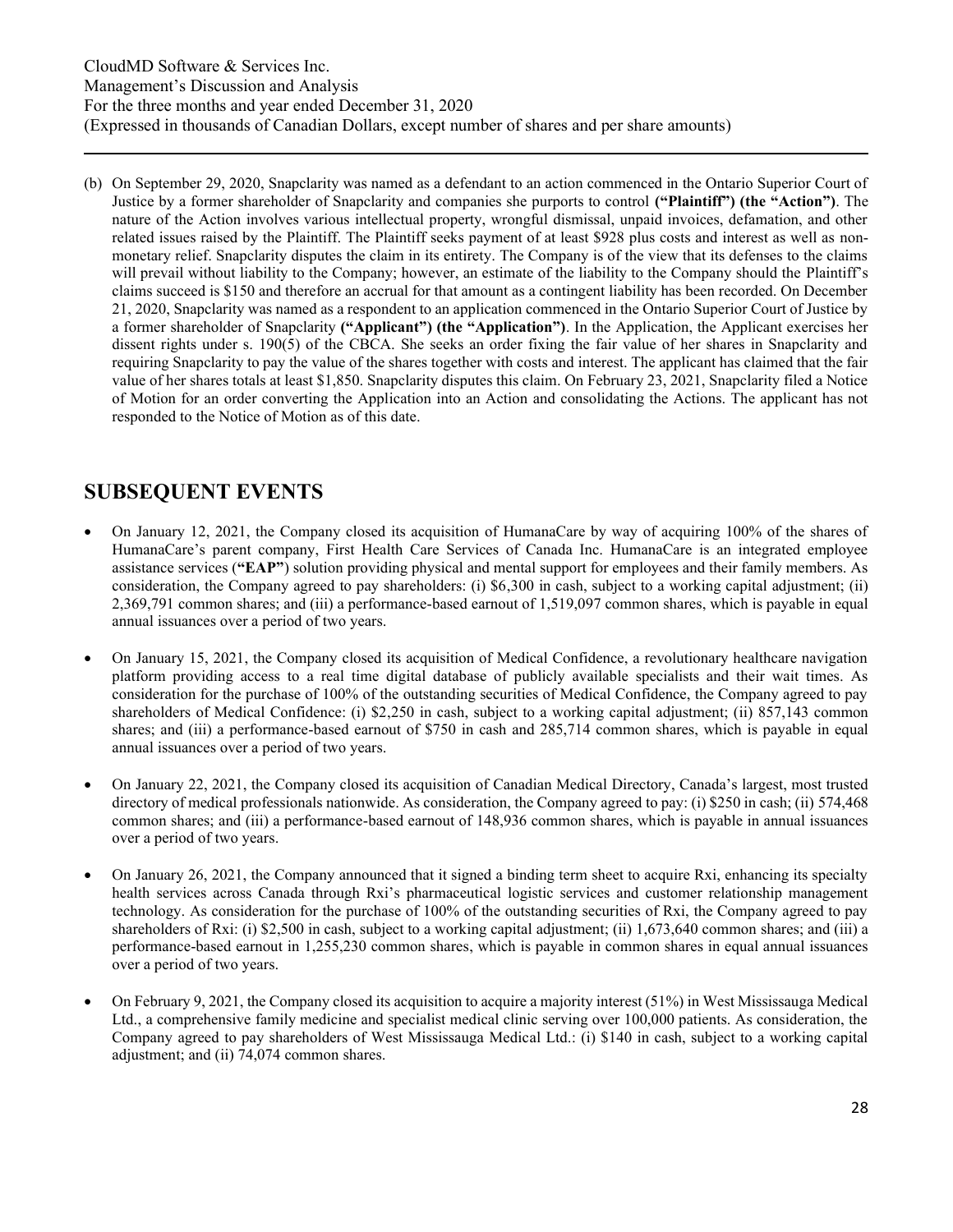(b) On September 29, 2020, Snapclarity was named as a defendant to an action commenced in the Ontario Superior Court of Justice by a former shareholder of Snapclarity and companies she purports to control **("Plaintiff") (the "Action")**. The nature of the Action involves various intellectual property, wrongful dismissal, unpaid invoices, defamation, and other related issues raised by the Plaintiff. The Plaintiff seeks payment of at least $928 plus costs and interest as well as non-monetary relief. Snapclarity disputes the claim in its entirety. The Company is of the view that its defenses to the claims will prevail without liability to the Company; however, an estimate of the liability to the Company should the Plaintiff's claims succeed is $150 and therefore an accrual for that amount as a contingent liability has been recorded. On December 21, 2020, Snapclarity was named as a respondent to an application commenced in the Ontario Superior Court of Justice by a former shareholder of Snapclarity **("Applicant") (the "Application")**. In the Application, the Applicant exercises her dissent rights under s. 190(5) of the CBCA. She seeks an order fixing the fair value of her shares in Snapclarity and requiring Snapclarity to pay the value of the shares together with costs and interest. The applicant has claimed that the fair value of her shares totals at least $1,850. Snapclarity disputes this claim. On February 23, 2021, Snapclarity filed a Notice of Motion for an order converting the Application into an Action and consolidating the Actions. The applicant has not responded to the Notice of Motion as of this date.

## SUBSEQUENT EVENTS

- On January 12, 2021, the Company closed its acquisition of HumanaCare by way of acquiring 100% of the shares of HumanaCare's parent company, First Health Care Services of Canada Inc. HumanaCare is an integrated employee assistance services (**"EAP"**) solution providing physical and mental support for employees and their family members. As consideration, the Company agreed to pay shareholders: (i) $6,300 in cash, subject to a working capital adjustment; (ii) 2,369,791 common shares; and (iii) a performance-based earnout of 1,519,097 common shares, which is payable in equal annual issuances over a period of two years.
- On January 15, 2021, the Company closed its acquisition of Medical Confidence, a revolutionary healthcare navigation platform providing access to a real time digital database of publicly available specialists and their wait times. As consideration for the purchase of 100% of the outstanding securities of Medical Confidence, the Company agreed to pay shareholders of Medical Confidence: (i) $2,250 in cash, subject to a working capital adjustment; (ii) 857,143 common shares; and (iii) a performance-based earnout of $750 in cash and 285,714 common shares, which is payable in equal annual issuances over a period of two years.
- On January 22, 2021, the Company closed its acquisition of Canadian Medical Directory, Canada's largest, most trusted directory of medical professionals nationwide. As consideration, the Company agreed to pay: (i) $250 in cash; (ii) 574,468 common shares; and (iii) a performance-based earnout of 148,936 common shares, which is payable in annual issuances over a period of two years.
- On January 26, 2021, the Company announced that it signed a binding term sheet to acquire Rxi, enhancing its specialty health services across Canada through Rxi's pharmaceutical logistic services and customer relationship management technology. As consideration for the purchase of 100% of the outstanding securities of Rxi, the Company agreed to pay shareholders of Rxi: (i) $2,500 in cash, subject to a working capital adjustment; (ii) 1,673,640 common shares; and (iii) a performance-based earnout in 1,255,230 common shares, which is payable in common shares in equal annual issuances over a period of two years.
- On February 9, 2021, the Company closed its acquisition to acquire a majority interest (51%) in West Mississauga Medical Ltd., a comprehensive family medicine and specialist medical clinic serving over 100,000 patients. As consideration, the Company agreed to pay shareholders of West Mississauga Medical Ltd.: (i) $140 in cash, subject to a working capital adjustment; and (ii) 74,074 common shares.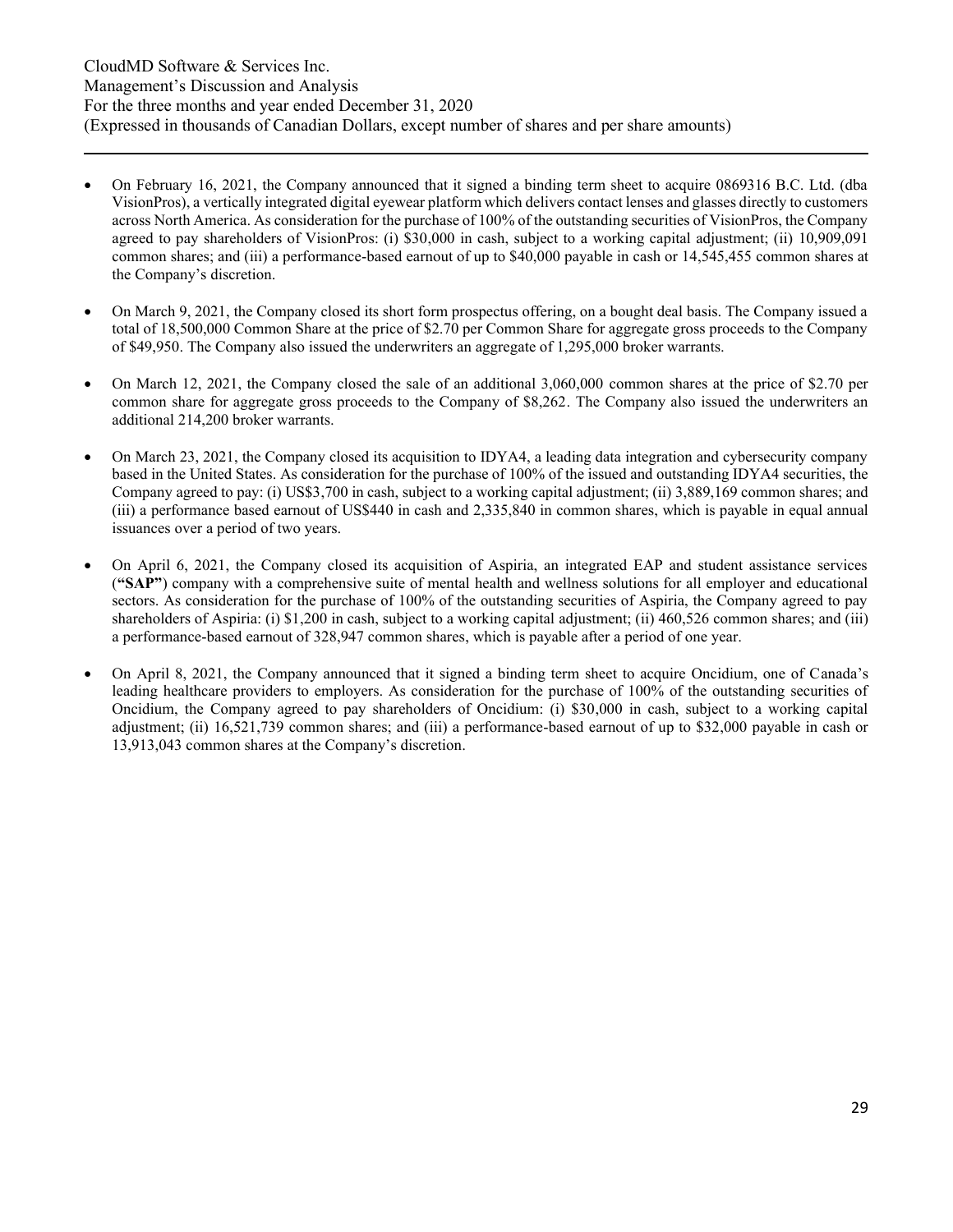- On February 16, 2021, the Company announced that it signed a binding term sheet to acquire 0869316 B.C. Ltd. (dba VisionPros), a vertically integrated digital eyewear platform which delivers contact lenses and glasses directly to customers across North America. As consideration for the purchase of 100% of the outstanding securities of VisionPros, the Company agreed to pay shareholders of VisionPros: (i) $30,000 in cash, subject to a working capital adjustment; (ii) 10,909,091 common shares; and (iii) a performance-based earnout of up to $40,000 payable in cash or 14,545,455 common shares at the Company's discretion.

- On March 9, 2021, the Company closed its short form prospectus offering, on a bought deal basis. The Company issued a total of 18,500,000 Common Share at the price of $2.70 per Common Share for aggregate gross proceeds to the Company of $49,950. The Company also issued the underwriters an aggregate of 1,295,000 broker warrants.

- On March 12, 2021, the Company closed the sale of an additional 3,060,000 common shares at the price of $2.70 per common share for aggregate gross proceeds to the Company of $8,262. The Company also issued the underwriters an additional 214,200 broker warrants.

- On March 23, 2021, the Company closed its acquisition to IDYA4, a leading data integration and cybersecurity company based in the United States. As consideration for the purchase of 100% of the issued and outstanding IDYA4 securities, the Company agreed to pay: (i) US$3,700 in cash, subject to a working capital adjustment; (ii) 3,889,169 common shares; and (iii) a performance based earnout of US$440 in cash and 2,335,840 in common shares, which is payable in equal annual issuances over a period of two years.

- On April 6, 2021, the Company closed its acquisition of Aspiria, an integrated EAP and student assistance services (**"SAP"**) company with a comprehensive suite of mental health and wellness solutions for all employer and educational sectors. As consideration for the purchase of 100% of the outstanding securities of Aspiria, the Company agreed to pay shareholders of Aspiria: (i) $1,200 in cash, subject to a working capital adjustment; (ii) 460,526 common shares; and (iii) a performance-based earnout of 328,947 common shares, which is payable after a period of one year.

- On April 8, 2021, the Company announced that it signed a binding term sheet to acquire Oncidium, one of Canada's leading healthcare providers to employers. As consideration for the purchase of 100% of the outstanding securities of Oncidium, the Company agreed to pay shareholders of Oncidium: (i) $30,000 in cash, subject to a working capital adjustment; (ii) 16,521,739 common shares; and (iii) a performance-based earnout of up to $32,000 payable in cash or 13,913,043 common shares at the Company's discretion.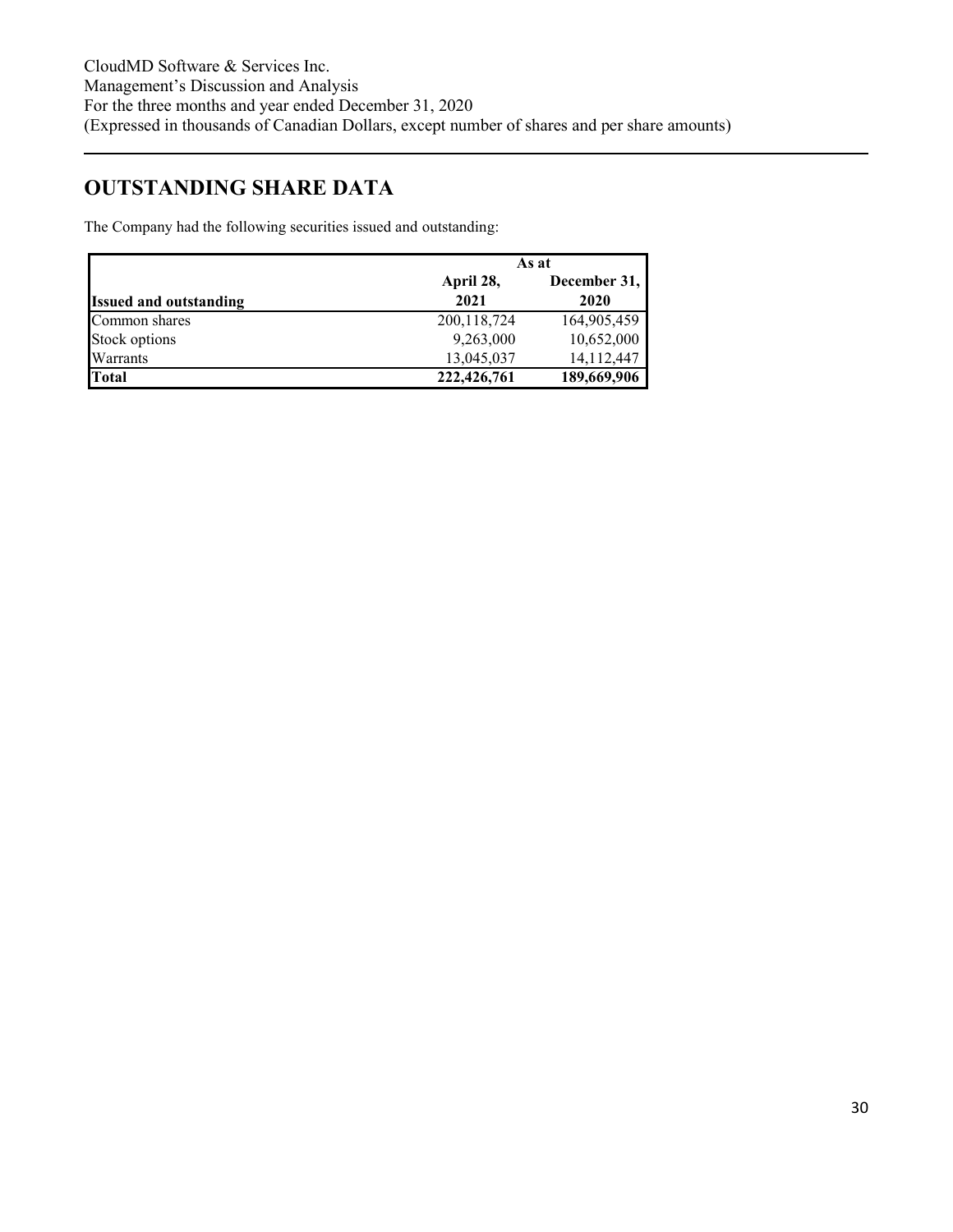## OUTSTANDING SHARE DATA

The Company had the following securities issued and outstanding:

| | As at | |
|---|---|---|
| **Issued and outstanding** | **April 28, 2021** | **December 31, 2020** |
| Common shares | 200,118,724 | 164,905,459 |
| Stock options | 9,263,000 | 10,652,000 |
| Warrants | 13,045,037 | 14,112,447 |
| **Total** | **222,426,761** | **189,669,906** |